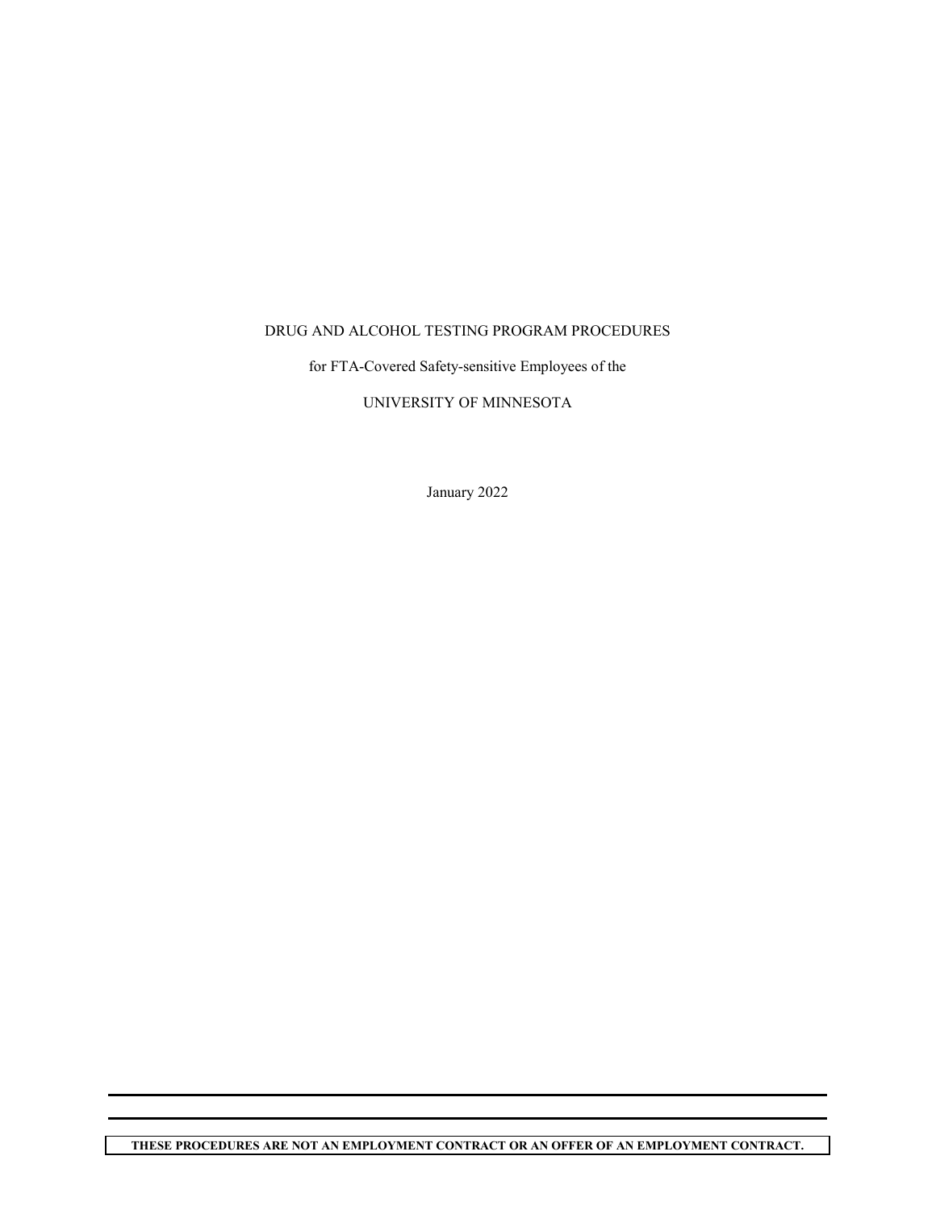# DRUG AND ALCOHOL TESTING PROGRAM PROCEDURES

for FTA-Covered Safety-sensitive Employees of the

UNIVERSITY OF MINNESOTA

January 2022

**THESE PROCEDURES ARE NOT AN EMPLOYMENT CONTRACT OR AN OFFER OF AN EMPLOYMENT CONTRACT.**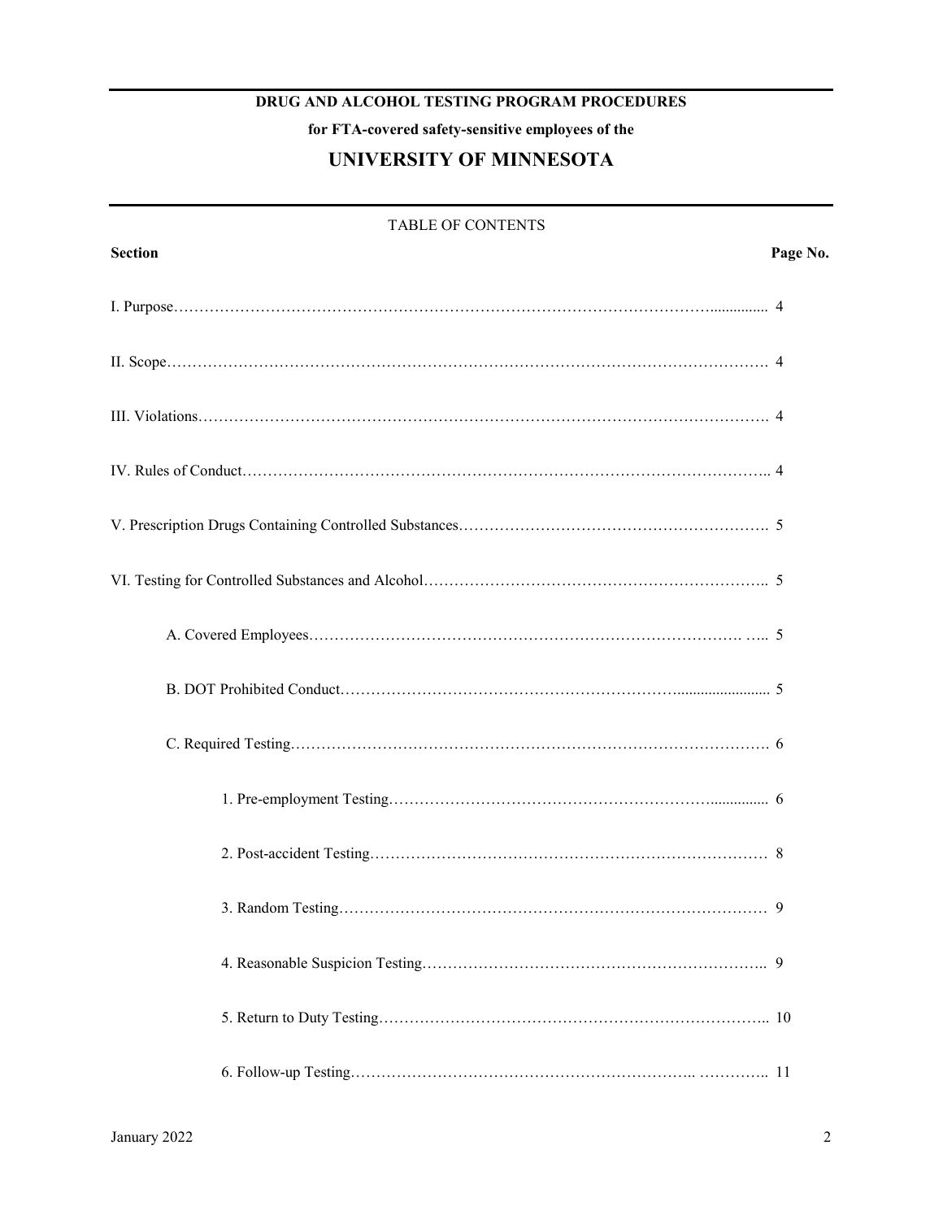**DRUG AND ALCOHOL TESTING PROGRAM PROCEDURES**

**for FTA-covered safety-sensitive employees of the**

# UNIVERSITY OF MINNESOTA

TABLE OF CONTENTS

| **Section** | **Page No.** |
|---|---|
| I. Purpose | 4 |
| II. Scope | 4 |
| III. Violations | 4 |
| IV. Rules of Conduct | 4 |
| V. Prescription Drugs Containing Controlled Substances | 5 |
| VI. Testing for Controlled Substances and Alcohol | 5 |
| A. Covered Employees | 5 |
| B. DOT Prohibited Conduct | 5 |
| C. Required Testing | 6 |
| 1. Pre-employment Testing | 6 |
| 2. Post-accident Testing | 8 |
| 3. Random Testing | 9 |
| 4. Reasonable Suspicion Testing | 9 |
| 5. Return to Duty Testing | 10 |
| 6. Follow-up Testing | 11 |

January 2022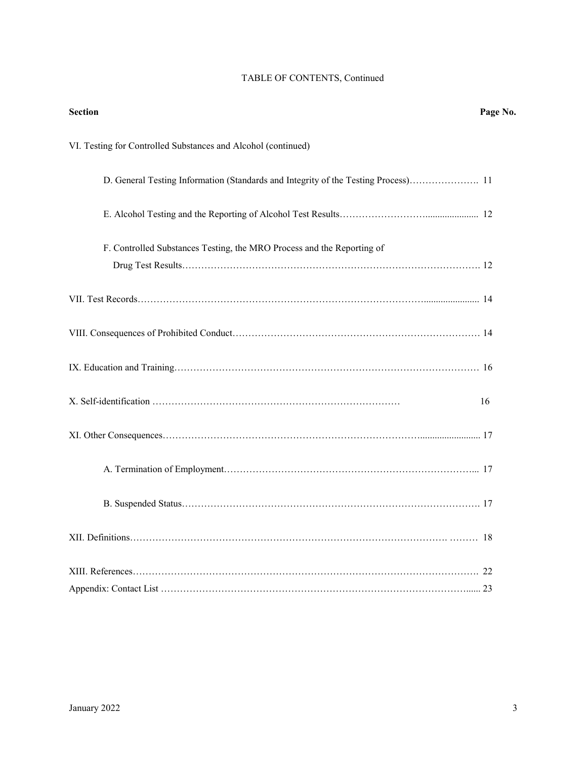TABLE OF CONTENTS, Continued

| Section | Page No. |
| --- | --- |
| VI. Testing for Controlled Substances and Alcohol (continued) | |
| D. General Testing Information (Standards and Integrity of the Testing Process) | 11 |
| E. Alcohol Testing and the Reporting of Alcohol Test Results | 12 |
| F. Controlled Substances Testing, the MRO Process and the Reporting of Drug Test Results | 12 |
| VII. Test Records | 14 |
| VIII. Consequences of Prohibited Conduct | 14 |
| IX. Education and Training | 16 |
| X. Self-identification | 16 |
| XI. Other Consequences | 17 |
| A. Termination of Employment | 17 |
| B. Suspended Status | 17 |
| XII. Definitions | 18 |
| XIII. References | 22 |
| Appendix: Contact List | 23 |

January 2022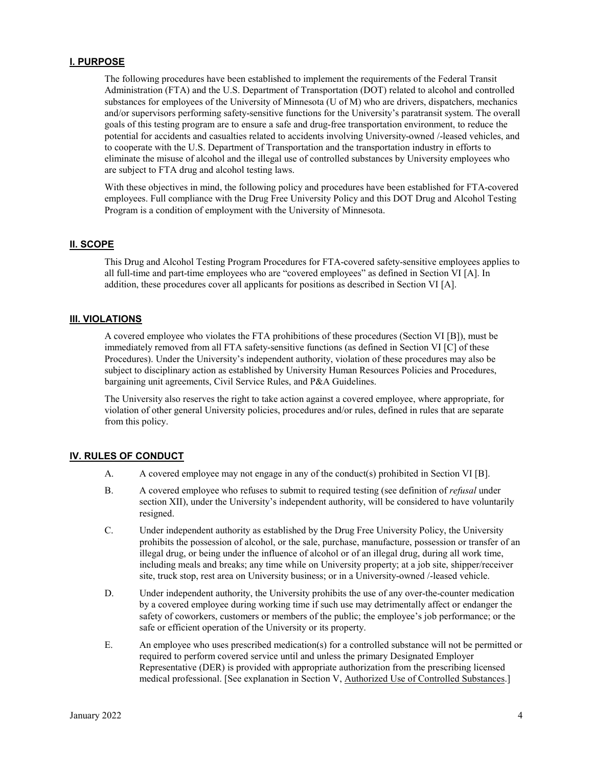## I. PURPOSE

The following procedures have been established to implement the requirements of the Federal Transit Administration (FTA) and the U.S. Department of Transportation (DOT) related to alcohol and controlled substances for employees of the University of Minnesota (U of M) who are drivers, dispatchers, mechanics and/or supervisors performing safety-sensitive functions for the University's paratransit system. The overall goals of this testing program are to ensure a safe and drug-free transportation environment, to reduce the potential for accidents and casualties related to accidents involving University-owned /-leased vehicles, and to cooperate with the U.S. Department of Transportation and the transportation industry in efforts to eliminate the misuse of alcohol and the illegal use of controlled substances by University employees who are subject to FTA drug and alcohol testing laws.

With these objectives in mind, the following policy and procedures have been established for FTA-covered employees. Full compliance with the Drug Free University Policy and this DOT Drug and Alcohol Testing Program is a condition of employment with the University of Minnesota.

## II. SCOPE

This Drug and Alcohol Testing Program Procedures for FTA-covered safety-sensitive employees applies to all full-time and part-time employees who are "covered employees" as defined in Section VI [A]. In addition, these procedures cover all applicants for positions as described in Section VI [A].

## III. VIOLATIONS

A covered employee who violates the FTA prohibitions of these procedures (Section VI [B]), must be immediately removed from all FTA safety-sensitive functions (as defined in Section VI [C] of these Procedures). Under the University's independent authority, violation of these procedures may also be subject to disciplinary action as established by University Human Resources Policies and Procedures, bargaining unit agreements, Civil Service Rules, and P&A Guidelines.

The University also reserves the right to take action against a covered employee, where appropriate, for violation of other general University policies, procedures and/or rules, defined in rules that are separate from this policy.

## IV. RULES OF CONDUCT

A. A covered employee may not engage in any of the conduct(s) prohibited in Section VI [B].

B. A covered employee who refuses to submit to required testing (see definition of *refusal* under section XII), under the University's independent authority, will be considered to have voluntarily resigned.

C. Under independent authority as established by the Drug Free University Policy, the University prohibits the possession of alcohol, or the sale, purchase, manufacture, possession or transfer of an illegal drug, or being under the influence of alcohol or of an illegal drug, during all work time, including meals and breaks; any time while on University property; at a job site, shipper/receiver site, truck stop, rest area on University business; or in a University-owned /-leased vehicle.

D. Under independent authority, the University prohibits the use of any over-the-counter medication by a covered employee during working time if such use may detrimentally affect or endanger the safety of coworkers, customers or members of the public; the employee's job performance; or the safe or efficient operation of the University or its property.

E. An employee who uses prescribed medication(s) for a controlled substance will not be permitted or required to perform covered service until and unless the primary Designated Employer Representative (DER) is provided with appropriate authorization from the prescribing licensed medical professional. [See explanation in Section V, Authorized Use of Controlled Substances.]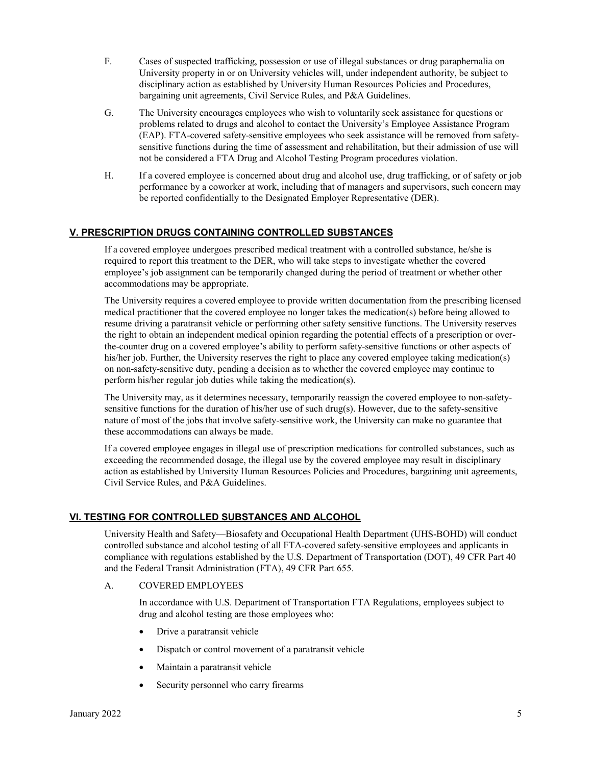F. Cases of suspected trafficking, possession or use of illegal substances or drug paraphernalia on University property in or on University vehicles will, under independent authority, be subject to disciplinary action as established by University Human Resources Policies and Procedures, bargaining unit agreements, Civil Service Rules, and P&A Guidelines.

G. The University encourages employees who wish to voluntarily seek assistance for questions or problems related to drugs and alcohol to contact the University's Employee Assistance Program (EAP). FTA-covered safety-sensitive employees who seek assistance will be removed from safety-sensitive functions during the time of assessment and rehabilitation, but their admission of use will not be considered a FTA Drug and Alcohol Testing Program procedures violation.

H. If a covered employee is concerned about drug and alcohol use, drug trafficking, or of safety or job performance by a coworker at work, including that of managers and supervisors, such concern may be reported confidentially to the Designated Employer Representative (DER).

## V. PRESCRIPTION DRUGS CONTAINING CONTROLLED SUBSTANCES

If a covered employee undergoes prescribed medical treatment with a controlled substance, he/she is required to report this treatment to the DER, who will take steps to investigate whether the covered employee's job assignment can be temporarily changed during the period of treatment or whether other accommodations may be appropriate.

The University requires a covered employee to provide written documentation from the prescribing licensed medical practitioner that the covered employee no longer takes the medication(s) before being allowed to resume driving a paratransit vehicle or performing other safety sensitive functions. The University reserves the right to obtain an independent medical opinion regarding the potential effects of a prescription or over-the-counter drug on a covered employee's ability to perform safety-sensitive functions or other aspects of his/her job. Further, the University reserves the right to place any covered employee taking medication(s) on non-safety-sensitive duty, pending a decision as to whether the covered employee may continue to perform his/her regular job duties while taking the medication(s).

The University may, as it determines necessary, temporarily reassign the covered employee to non-safety-sensitive functions for the duration of his/her use of such drug(s). However, due to the safety-sensitive nature of most of the jobs that involve safety-sensitive work, the University can make no guarantee that these accommodations can always be made.

If a covered employee engages in illegal use of prescription medications for controlled substances, such as exceeding the recommended dosage, the illegal use by the covered employee may result in disciplinary action as established by University Human Resources Policies and Procedures, bargaining unit agreements, Civil Service Rules, and P&A Guidelines.

## VI. TESTING FOR CONTROLLED SUBSTANCES AND ALCOHOL

University Health and Safety—Biosafety and Occupational Health Department (UHS-BOHD) will conduct controlled substance and alcohol testing of all FTA-covered safety-sensitive employees and applicants in compliance with regulations established by the U.S. Department of Transportation (DOT), 49 CFR Part 40 and the Federal Transit Administration (FTA), 49 CFR Part 655.

A. COVERED EMPLOYEES

In accordance with U.S. Department of Transportation FTA Regulations, employees subject to drug and alcohol testing are those employees who:

- Drive a paratransit vehicle
- Dispatch or control movement of a paratransit vehicle
- Maintain a paratransit vehicle
- Security personnel who carry firearms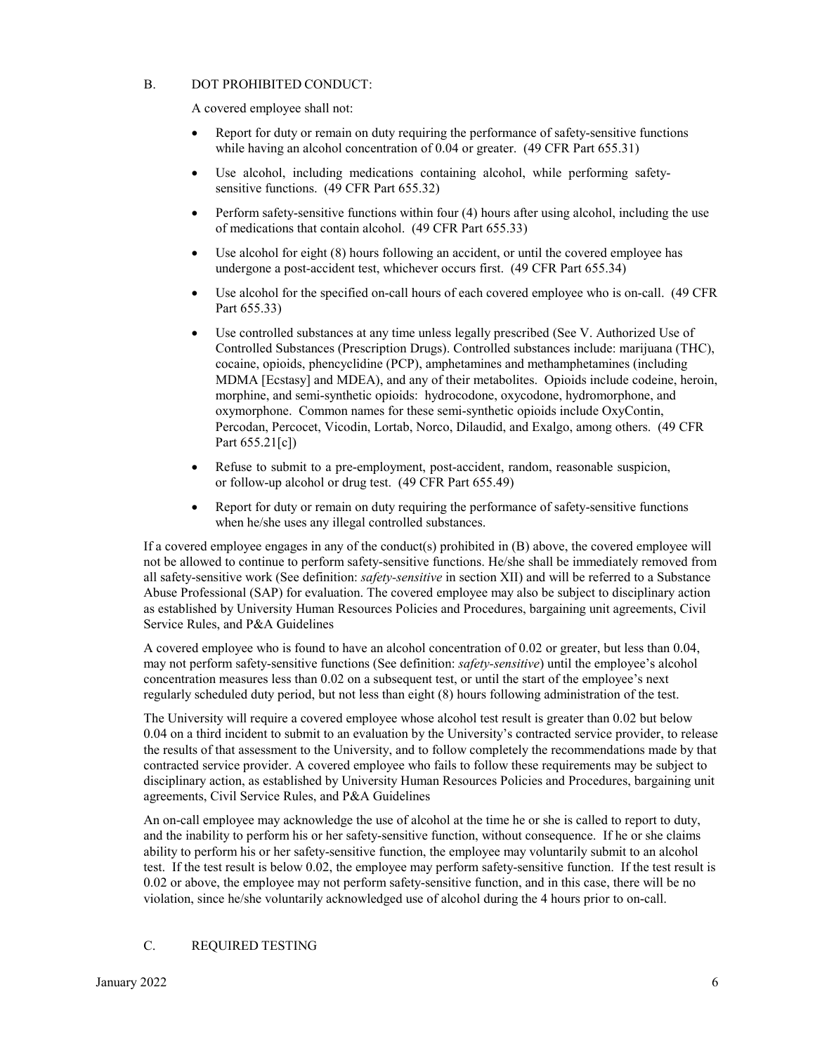## B. DOT PROHIBITED CONDUCT:

A covered employee shall not:

- Report for duty or remain on duty requiring the performance of safety-sensitive functions while having an alcohol concentration of 0.04 or greater. (49 CFR Part 655.31)
- Use alcohol, including medications containing alcohol, while performing safety-sensitive functions. (49 CFR Part 655.32)
- Perform safety-sensitive functions within four (4) hours after using alcohol, including the use of medications that contain alcohol. (49 CFR Part 655.33)
- Use alcohol for eight (8) hours following an accident, or until the covered employee has undergone a post-accident test, whichever occurs first. (49 CFR Part 655.34)
- Use alcohol for the specified on-call hours of each covered employee who is on-call. (49 CFR Part 655.33)
- Use controlled substances at any time unless legally prescribed (See V. Authorized Use of Controlled Substances (Prescription Drugs). Controlled substances include: marijuana (THC), cocaine, opioids, phencyclidine (PCP), amphetamines and methamphetamines (including MDMA [Ecstasy] and MDEA), and any of their metabolites. Opioids include codeine, heroin, morphine, and semi-synthetic opioids: hydrocodone, oxycodone, hydromorphone, and oxymorphone. Common names for these semi-synthetic opioids include OxyContin, Percodan, Percocet, Vicodin, Lortab, Norco, Dilaudid, and Exalgo, among others. (49 CFR Part 655.21[c])
- Refuse to submit to a pre-employment, post-accident, random, reasonable suspicion, or follow-up alcohol or drug test. (49 CFR Part 655.49)
- Report for duty or remain on duty requiring the performance of safety-sensitive functions when he/she uses any illegal controlled substances.

If a covered employee engages in any of the conduct(s) prohibited in (B) above, the covered employee will not be allowed to continue to perform safety-sensitive functions. He/she shall be immediately removed from all safety-sensitive work (See definition: *safety-sensitive* in section XII) and will be referred to a Substance Abuse Professional (SAP) for evaluation. The covered employee may also be subject to disciplinary action as established by University Human Resources Policies and Procedures, bargaining unit agreements, Civil Service Rules, and P&A Guidelines

A covered employee who is found to have an alcohol concentration of 0.02 or greater, but less than 0.04, may not perform safety-sensitive functions (See definition: *safety-sensitive*) until the employee's alcohol concentration measures less than 0.02 on a subsequent test, or until the start of the employee's next regularly scheduled duty period, but not less than eight (8) hours following administration of the test.

The University will require a covered employee whose alcohol test result is greater than 0.02 but below 0.04 on a third incident to submit to an evaluation by the University's contracted service provider, to release the results of that assessment to the University, and to follow completely the recommendations made by that contracted service provider. A covered employee who fails to follow these requirements may be subject to disciplinary action, as established by University Human Resources Policies and Procedures, bargaining unit agreements, Civil Service Rules, and P&A Guidelines

An on-call employee may acknowledge the use of alcohol at the time he or she is called to report to duty, and the inability to perform his or her safety-sensitive function, without consequence. If he or she claims ability to perform his or her safety-sensitive function, the employee may voluntarily submit to an alcohol test. If the test result is below 0.02, the employee may perform safety-sensitive function. If the test result is 0.02 or above, the employee may not perform safety-sensitive function, and in this case, there will be no violation, since he/she voluntarily acknowledged use of alcohol during the 4 hours prior to on-call.

## C. REQUIRED TESTING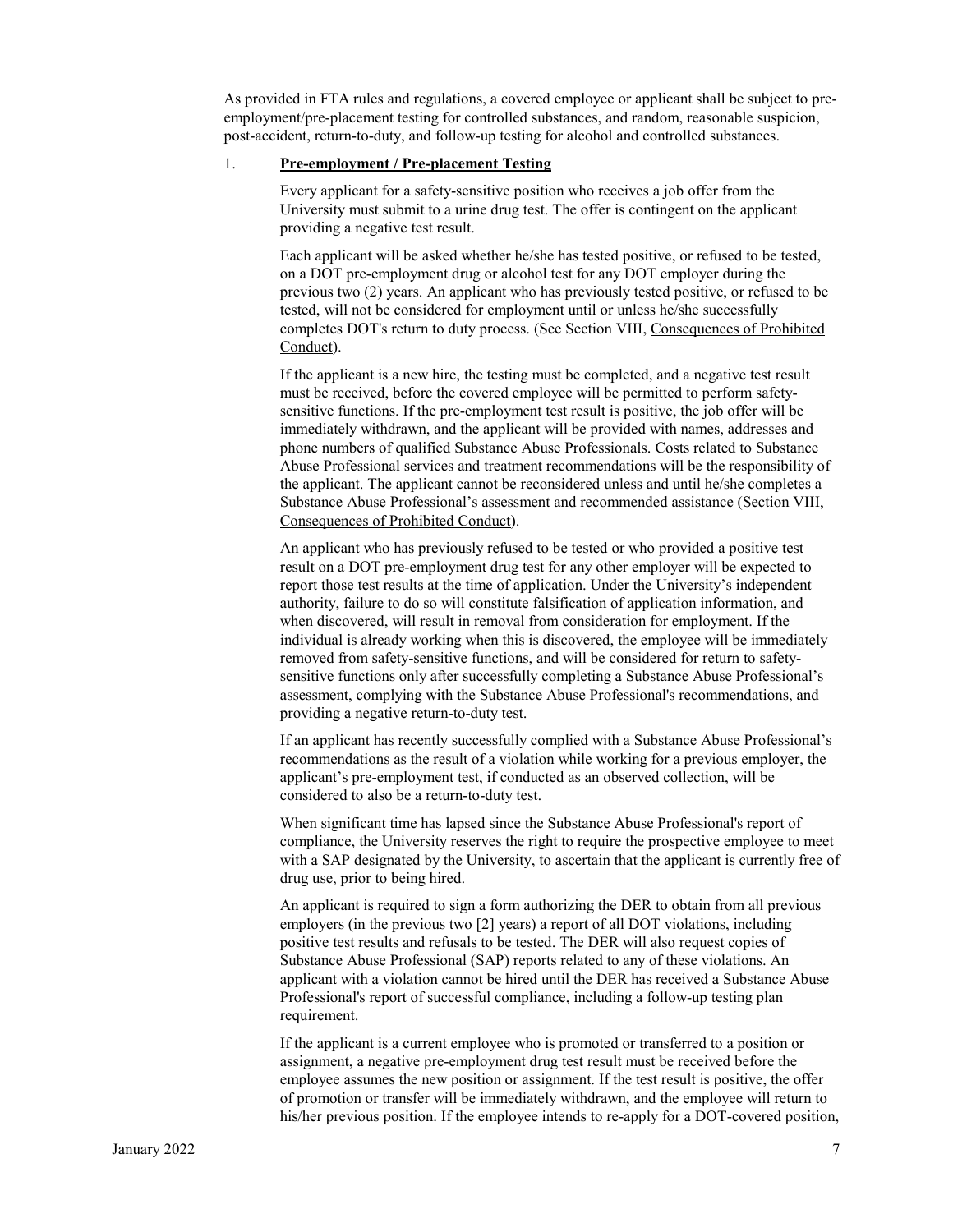As provided in FTA rules and regulations, a covered employee or applicant shall be subject to pre-employment/pre-placement testing for controlled substances, and random, reasonable suspicion, post-accident, return-to-duty, and follow-up testing for alcohol and controlled substances.

1. **Pre-employment / Pre-placement Testing**

   Every applicant for a safety-sensitive position who receives a job offer from the University must submit to a urine drug test. The offer is contingent on the applicant providing a negative test result.

   Each applicant will be asked whether he/she has tested positive, or refused to be tested, on a DOT pre-employment drug or alcohol test for any DOT employer during the previous two (2) years. An applicant who has previously tested positive, or refused to be tested, will not be considered for employment until or unless he/she successfully completes DOT's return to duty process. (See Section VIII, Consequences of Prohibited Conduct).

   If the applicant is a new hire, the testing must be completed, and a negative test result must be received, before the covered employee will be permitted to perform safety-sensitive functions. If the pre-employment test result is positive, the job offer will be immediately withdrawn, and the applicant will be provided with names, addresses and phone numbers of qualified Substance Abuse Professionals. Costs related to Substance Abuse Professional services and treatment recommendations will be the responsibility of the applicant. The applicant cannot be reconsidered unless and until he/she completes a Substance Abuse Professional's assessment and recommended assistance (Section VIII, Consequences of Prohibited Conduct).

   An applicant who has previously refused to be tested or who provided a positive test result on a DOT pre-employment drug test for any other employer will be expected to report those test results at the time of application. Under the University's independent authority, failure to do so will constitute falsification of application information, and when discovered, will result in removal from consideration for employment. If the individual is already working when this is discovered, the employee will be immediately removed from safety-sensitive functions, and will be considered for return to safety-sensitive functions only after successfully completing a Substance Abuse Professional's assessment, complying with the Substance Abuse Professional's recommendations, and providing a negative return-to-duty test.

   If an applicant has recently successfully complied with a Substance Abuse Professional's recommendations as the result of a violation while working for a previous employer, the applicant's pre-employment test, if conducted as an observed collection, will be considered to also be a return-to-duty test.

   When significant time has lapsed since the Substance Abuse Professional's report of compliance, the University reserves the right to require the prospective employee to meet with a SAP designated by the University, to ascertain that the applicant is currently free of drug use, prior to being hired.

   An applicant is required to sign a form authorizing the DER to obtain from all previous employers (in the previous two [2] years) a report of all DOT violations, including positive test results and refusals to be tested. The DER will also request copies of Substance Abuse Professional (SAP) reports related to any of these violations. An applicant with a violation cannot be hired until the DER has received a Substance Abuse Professional's report of successful compliance, including a follow-up testing plan requirement.

   If the applicant is a current employee who is promoted or transferred to a position or assignment, a negative pre-employment drug test result must be received before the employee assumes the new position or assignment. If the test result is positive, the offer of promotion or transfer will be immediately withdrawn, and the employee will return to his/her previous position. If the employee intends to re-apply for a DOT-covered position,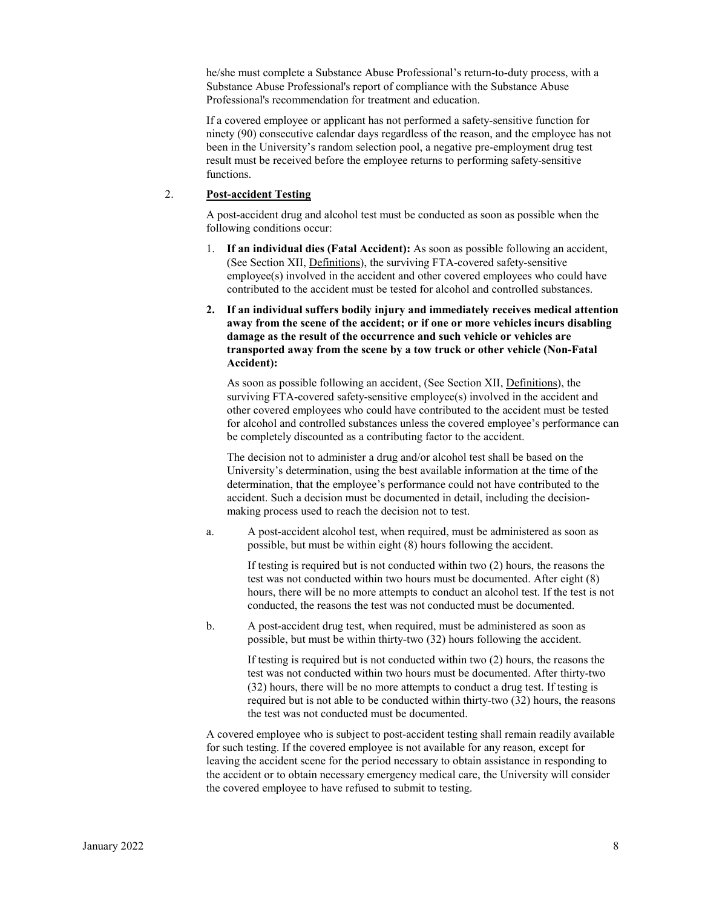he/she must complete a Substance Abuse Professional's return-to-duty process, with a Substance Abuse Professional's report of compliance with the Substance Abuse Professional's recommendation for treatment and education.

If a covered employee or applicant has not performed a safety-sensitive function for ninety (90) consecutive calendar days regardless of the reason, and the employee has not been in the University's random selection pool, a negative pre-employment drug test result must be received before the employee returns to performing safety-sensitive functions.

2. **Post-accident Testing**

A post-accident drug and alcohol test must be conducted as soon as possible when the following conditions occur:

1. **If an individual dies (Fatal Accident):** As soon as possible following an accident, (See Section XII, Definitions), the surviving FTA-covered safety-sensitive employee(s) involved in the accident and other covered employees who could have contributed to the accident must be tested for alcohol and controlled substances.

2. **If an individual suffers bodily injury and immediately receives medical attention away from the scene of the accident; or if one or more vehicles incurs disabling damage as the result of the occurrence and such vehicle or vehicles are transported away from the scene by a tow truck or other vehicle (Non-Fatal Accident):**

   As soon as possible following an accident, (See Section XII, Definitions), the surviving FTA-covered safety-sensitive employee(s) involved in the accident and other covered employees who could have contributed to the accident must be tested for alcohol and controlled substances unless the covered employee's performance can be completely discounted as a contributing factor to the accident.

   The decision not to administer a drug and/or alcohol test shall be based on the University's determination, using the best available information at the time of the determination, that the employee's performance could not have contributed to the accident. Such a decision must be documented in detail, including the decision-making process used to reach the decision not to test.

a. A post-accident alcohol test, when required, must be administered as soon as possible, but must be within eight (8) hours following the accident.

   If testing is required but is not conducted within two (2) hours, the reasons the test was not conducted within two hours must be documented. After eight (8) hours, there will be no more attempts to conduct an alcohol test. If the test is not conducted, the reasons the test was not conducted must be documented.

b. A post-accident drug test, when required, must be administered as soon as possible, but must be within thirty-two (32) hours following the accident.

   If testing is required but is not conducted within two (2) hours, the reasons the test was not conducted within two hours must be documented. After thirty-two (32) hours, there will be no more attempts to conduct a drug test. If testing is required but is not able to be conducted within thirty-two (32) hours, the reasons the test was not conducted must be documented.

A covered employee who is subject to post-accident testing shall remain readily available for such testing. If the covered employee is not available for any reason, except for leaving the accident scene for the period necessary to obtain assistance in responding to the accident or to obtain necessary emergency medical care, the University will consider the covered employee to have refused to submit to testing.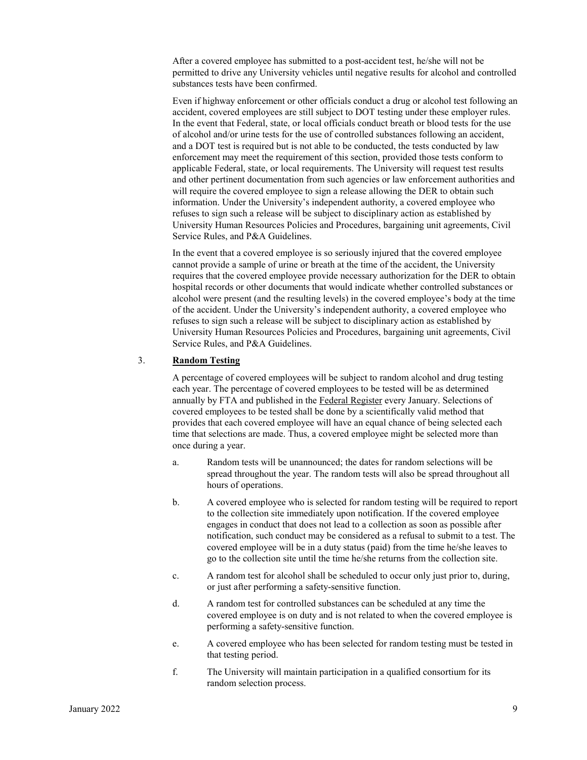After a covered employee has submitted to a post-accident test, he/she will not be permitted to drive any University vehicles until negative results for alcohol and controlled substances tests have been confirmed.

Even if highway enforcement or other officials conduct a drug or alcohol test following an accident, covered employees are still subject to DOT testing under these employer rules. In the event that Federal, state, or local officials conduct breath or blood tests for the use of alcohol and/or urine tests for the use of controlled substances following an accident, and a DOT test is required but is not able to be conducted, the tests conducted by law enforcement may meet the requirement of this section, provided those tests conform to applicable Federal, state, or local requirements. The University will request test results and other pertinent documentation from such agencies or law enforcement authorities and will require the covered employee to sign a release allowing the DER to obtain such information. Under the University's independent authority, a covered employee who refuses to sign such a release will be subject to disciplinary action as established by University Human Resources Policies and Procedures, bargaining unit agreements, Civil Service Rules, and P&A Guidelines.

In the event that a covered employee is so seriously injured that the covered employee cannot provide a sample of urine or breath at the time of the accident, the University requires that the covered employee provide necessary authorization for the DER to obtain hospital records or other documents that would indicate whether controlled substances or alcohol were present (and the resulting levels) in the covered employee's body at the time of the accident. Under the University's independent authority, a covered employee who refuses to sign such a release will be subject to disciplinary action as established by University Human Resources Policies and Procedures, bargaining unit agreements, Civil Service Rules, and P&A Guidelines.

3. **Random Testing**

A percentage of covered employees will be subject to random alcohol and drug testing each year. The percentage of covered employees to be tested will be as determined annually by FTA and published in the Federal Register every January. Selections of covered employees to be tested shall be done by a scientifically valid method that provides that each covered employee will have an equal chance of being selected each time that selections are made. Thus, a covered employee might be selected more than once during a year.

a. Random tests will be unannounced; the dates for random selections will be spread throughout the year. The random tests will also be spread throughout all hours of operations.

b. A covered employee who is selected for random testing will be required to report to the collection site immediately upon notification. If the covered employee engages in conduct that does not lead to a collection as soon as possible after notification, such conduct may be considered as a refusal to submit to a test. The covered employee will be in a duty status (paid) from the time he/she leaves to go to the collection site until the time he/she returns from the collection site.

c. A random test for alcohol shall be scheduled to occur only just prior to, during, or just after performing a safety-sensitive function.

d. A random test for controlled substances can be scheduled at any time the covered employee is on duty and is not related to when the covered employee is performing a safety-sensitive function.

e. A covered employee who has been selected for random testing must be tested in that testing period.

f. The University will maintain participation in a qualified consortium for its random selection process.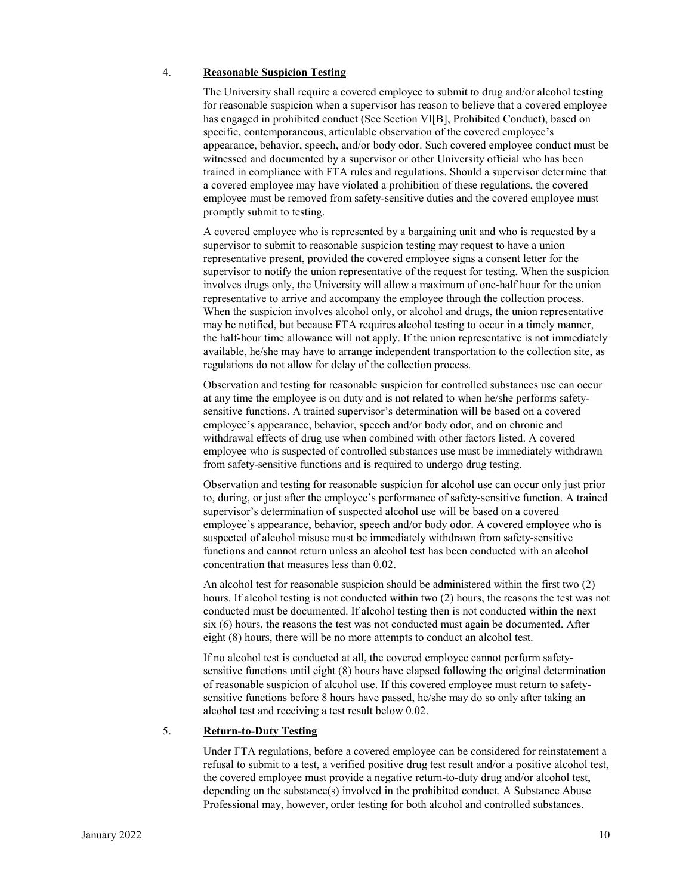4. **Reasonable Suspicion Testing**

The University shall require a covered employee to submit to drug and/or alcohol testing for reasonable suspicion when a supervisor has reason to believe that a covered employee has engaged in prohibited conduct (See Section VI[B], Prohibited Conduct), based on specific, contemporaneous, articulable observation of the covered employee's appearance, behavior, speech, and/or body odor. Such covered employee conduct must be witnessed and documented by a supervisor or other University official who has been trained in compliance with FTA rules and regulations. Should a supervisor determine that a covered employee may have violated a prohibition of these regulations, the covered employee must be removed from safety-sensitive duties and the covered employee must promptly submit to testing.

A covered employee who is represented by a bargaining unit and who is requested by a supervisor to submit to reasonable suspicion testing may request to have a union representative present, provided the covered employee signs a consent letter for the supervisor to notify the union representative of the request for testing. When the suspicion involves drugs only, the University will allow a maximum of one-half hour for the union representative to arrive and accompany the employee through the collection process. When the suspicion involves alcohol only, or alcohol and drugs, the union representative may be notified, but because FTA requires alcohol testing to occur in a timely manner, the half-hour time allowance will not apply. If the union representative is not immediately available, he/she may have to arrange independent transportation to the collection site, as regulations do not allow for delay of the collection process.

Observation and testing for reasonable suspicion for controlled substances use can occur at any time the employee is on duty and is not related to when he/she performs safety-sensitive functions. A trained supervisor's determination will be based on a covered employee's appearance, behavior, speech and/or body odor, and on chronic and withdrawal effects of drug use when combined with other factors listed. A covered employee who is suspected of controlled substances use must be immediately withdrawn from safety-sensitive functions and is required to undergo drug testing.

Observation and testing for reasonable suspicion for alcohol use can occur only just prior to, during, or just after the employee's performance of safety-sensitive function. A trained supervisor's determination of suspected alcohol use will be based on a covered employee's appearance, behavior, speech and/or body odor. A covered employee who is suspected of alcohol misuse must be immediately withdrawn from safety-sensitive functions and cannot return unless an alcohol test has been conducted with an alcohol concentration that measures less than 0.02.

An alcohol test for reasonable suspicion should be administered within the first two (2) hours. If alcohol testing is not conducted within two (2) hours, the reasons the test was not conducted must be documented. If alcohol testing then is not conducted within the next six (6) hours, the reasons the test was not conducted must again be documented. After eight (8) hours, there will be no more attempts to conduct an alcohol test.

If no alcohol test is conducted at all, the covered employee cannot perform safety-sensitive functions until eight (8) hours have elapsed following the original determination of reasonable suspicion of alcohol use. If this covered employee must return to safety-sensitive functions before 8 hours have passed, he/she may do so only after taking an alcohol test and receiving a test result below 0.02.

5. **Return-to-Duty Testing**

Under FTA regulations, before a covered employee can be considered for reinstatement a refusal to submit to a test, a verified positive drug test result and/or a positive alcohol test, the covered employee must provide a negative return-to-duty drug and/or alcohol test, depending on the substance(s) involved in the prohibited conduct. A Substance Abuse Professional may, however, order testing for both alcohol and controlled substances.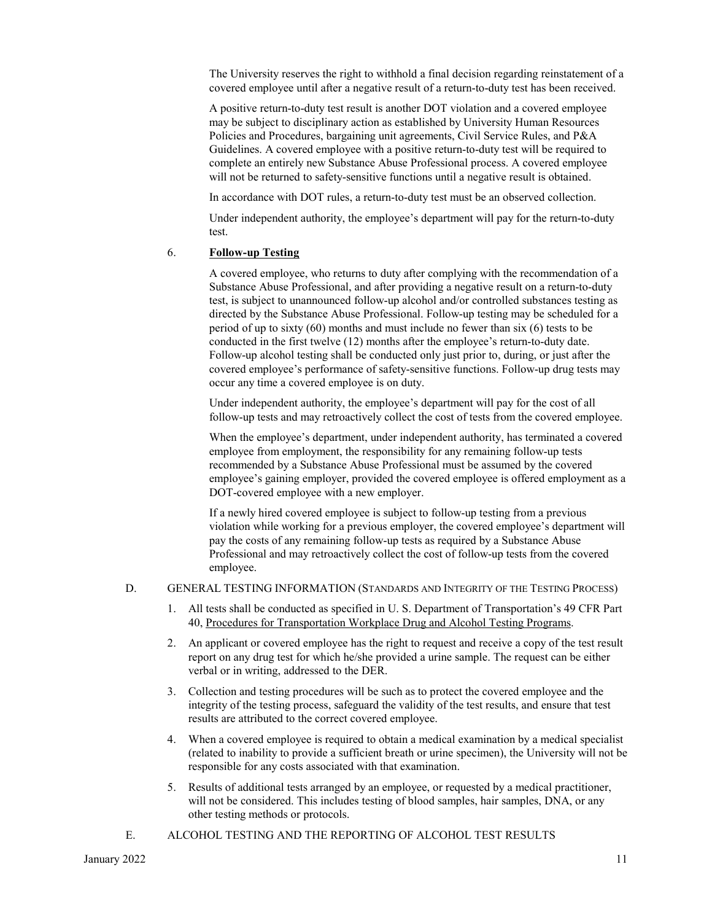The University reserves the right to withhold a final decision regarding reinstatement of a covered employee until after a negative result of a return-to-duty test has been received.

A positive return-to-duty test result is another DOT violation and a covered employee may be subject to disciplinary action as established by University Human Resources Policies and Procedures, bargaining unit agreements, Civil Service Rules, and P&A Guidelines. A covered employee with a positive return-to-duty test will be required to complete an entirely new Substance Abuse Professional process. A covered employee will not be returned to safety-sensitive functions until a negative result is obtained.

In accordance with DOT rules, a return-to-duty test must be an observed collection.

Under independent authority, the employee's department will pay for the return-to-duty test.

6. **Follow-up Testing**

A covered employee, who returns to duty after complying with the recommendation of a Substance Abuse Professional, and after providing a negative result on a return-to-duty test, is subject to unannounced follow-up alcohol and/or controlled substances testing as directed by the Substance Abuse Professional. Follow-up testing may be scheduled for a period of up to sixty (60) months and must include no fewer than six (6) tests to be conducted in the first twelve (12) months after the employee's return-to-duty date. Follow-up alcohol testing shall be conducted only just prior to, during, or just after the covered employee's performance of safety-sensitive functions. Follow-up drug tests may occur any time a covered employee is on duty.

Under independent authority, the employee's department will pay for the cost of all follow-up tests and may retroactively collect the cost of tests from the covered employee.

When the employee's department, under independent authority, has terminated a covered employee from employment, the responsibility for any remaining follow-up tests recommended by a Substance Abuse Professional must be assumed by the covered employee's gaining employer, provided the covered employee is offered employment as a DOT-covered employee with a new employer.

If a newly hired covered employee is subject to follow-up testing from a previous violation while working for a previous employer, the covered employee's department will pay the costs of any remaining follow-up tests as required by a Substance Abuse Professional and may retroactively collect the cost of follow-up tests from the covered employee.

D. GENERAL TESTING INFORMATION (STANDARDS AND INTEGRITY OF THE TESTING PROCESS)

1. All tests shall be conducted as specified in U. S. Department of Transportation's 49 CFR Part 40, Procedures for Transportation Workplace Drug and Alcohol Testing Programs.
2. An applicant or covered employee has the right to request and receive a copy of the test result report on any drug test for which he/she provided a urine sample. The request can be either verbal or in writing, addressed to the DER.
3. Collection and testing procedures will be such as to protect the covered employee and the integrity of the testing process, safeguard the validity of the test results, and ensure that test results are attributed to the correct covered employee.
4. When a covered employee is required to obtain a medical examination by a medical specialist (related to inability to provide a sufficient breath or urine specimen), the University will not be responsible for any costs associated with that examination.
5. Results of additional tests arranged by an employee, or requested by a medical practitioner, will not be considered. This includes testing of blood samples, hair samples, DNA, or any other testing methods or protocols.

E. ALCOHOL TESTING AND THE REPORTING OF ALCOHOL TEST RESULTS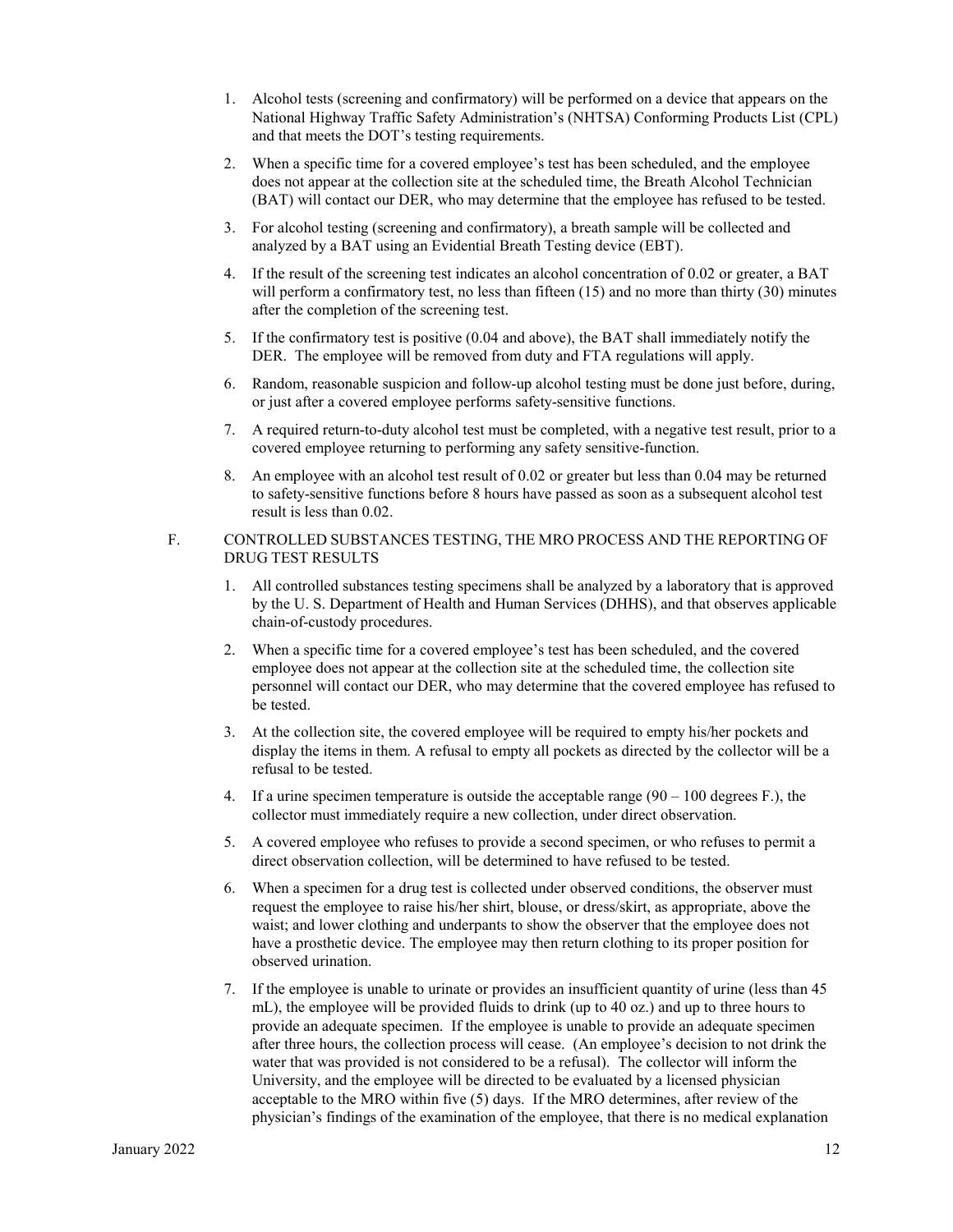1. Alcohol tests (screening and confirmatory) will be performed on a device that appears on the National Highway Traffic Safety Administration's (NHTSA) Conforming Products List (CPL) and that meets the DOT's testing requirements.

2. When a specific time for a covered employee's test has been scheduled, and the employee does not appear at the collection site at the scheduled time, the Breath Alcohol Technician (BAT) will contact our DER, who may determine that the employee has refused to be tested.

3. For alcohol testing (screening and confirmatory), a breath sample will be collected and analyzed by a BAT using an Evidential Breath Testing device (EBT).

4. If the result of the screening test indicates an alcohol concentration of 0.02 or greater, a BAT will perform a confirmatory test, no less than fifteen (15) and no more than thirty (30) minutes after the completion of the screening test.

5. If the confirmatory test is positive (0.04 and above), the BAT shall immediately notify the DER. The employee will be removed from duty and FTA regulations will apply.

6. Random, reasonable suspicion and follow-up alcohol testing must be done just before, during, or just after a covered employee performs safety-sensitive functions.

7. A required return-to-duty alcohol test must be completed, with a negative test result, prior to a covered employee returning to performing any safety sensitive-function.

8. An employee with an alcohol test result of 0.02 or greater but less than 0.04 may be returned to safety-sensitive functions before 8 hours have passed as soon as a subsequent alcohol test result is less than 0.02.

F. CONTROLLED SUBSTANCES TESTING, THE MRO PROCESS AND THE REPORTING OF DRUG TEST RESULTS

1. All controlled substances testing specimens shall be analyzed by a laboratory that is approved by the U. S. Department of Health and Human Services (DHHS), and that observes applicable chain-of-custody procedures.

2. When a specific time for a covered employee's test has been scheduled, and the covered employee does not appear at the collection site at the scheduled time, the collection site personnel will contact our DER, who may determine that the covered employee has refused to be tested.

3. At the collection site, the covered employee will be required to empty his/her pockets and display the items in them. A refusal to empty all pockets as directed by the collector will be a refusal to be tested.

4. If a urine specimen temperature is outside the acceptable range (90 – 100 degrees F.), the collector must immediately require a new collection, under direct observation.

5. A covered employee who refuses to provide a second specimen, or who refuses to permit a direct observation collection, will be determined to have refused to be tested.

6. When a specimen for a drug test is collected under observed conditions, the observer must request the employee to raise his/her shirt, blouse, or dress/skirt, as appropriate, above the waist; and lower clothing and underpants to show the observer that the employee does not have a prosthetic device. The employee may then return clothing to its proper position for observed urination.

7. If the employee is unable to urinate or provides an insufficient quantity of urine (less than 45 mL), the employee will be provided fluids to drink (up to 40 oz.) and up to three hours to provide an adequate specimen. If the employee is unable to provide an adequate specimen after three hours, the collection process will cease. (An employee's decision to not drink the water that was provided is not considered to be a refusal). The collector will inform the University, and the employee will be directed to be evaluated by a licensed physician acceptable to the MRO within five (5) days. If the MRO determines, after review of the physician's findings of the examination of the employee, that there is no medical explanation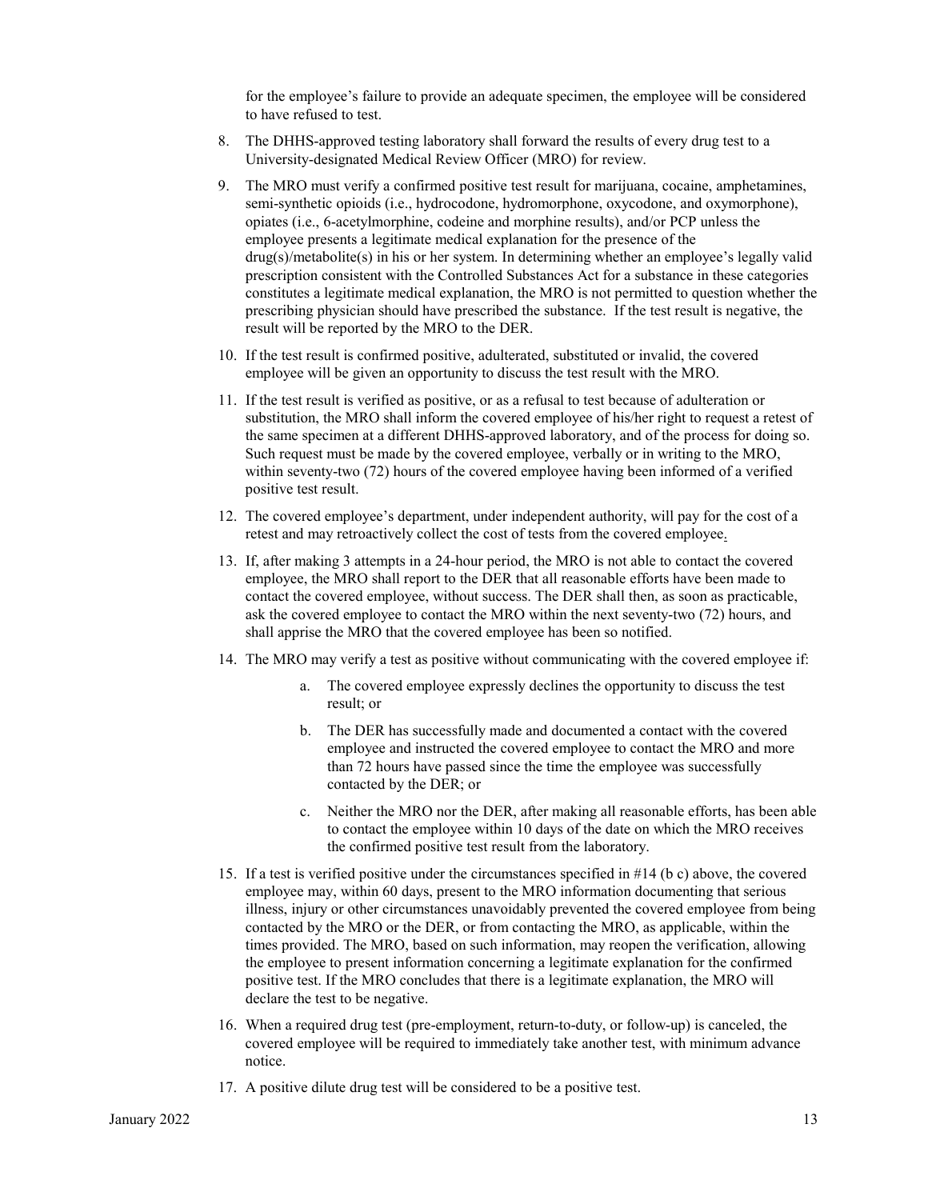for the employee's failure to provide an adequate specimen, the employee will be considered to have refused to test.

8. The DHHS-approved testing laboratory shall forward the results of every drug test to a University-designated Medical Review Officer (MRO) for review.

9. The MRO must verify a confirmed positive test result for marijuana, cocaine, amphetamines, semi-synthetic opioids (i.e., hydrocodone, hydromorphone, oxycodone, and oxymorphone), opiates (i.e., 6-acetylmorphine, codeine and morphine results), and/or PCP unless the employee presents a legitimate medical explanation for the presence of the drug(s)/metabolite(s) in his or her system. In determining whether an employee's legally valid prescription consistent with the Controlled Substances Act for a substance in these categories constitutes a legitimate medical explanation, the MRO is not permitted to question whether the prescribing physician should have prescribed the substance. If the test result is negative, the result will be reported by the MRO to the DER.

10. If the test result is confirmed positive, adulterated, substituted or invalid, the covered employee will be given an opportunity to discuss the test result with the MRO.

11. If the test result is verified as positive, or as a refusal to test because of adulteration or substitution, the MRO shall inform the covered employee of his/her right to request a retest of the same specimen at a different DHHS-approved laboratory, and of the process for doing so. Such request must be made by the covered employee, verbally or in writing to the MRO, within seventy-two (72) hours of the covered employee having been informed of a verified positive test result.

12. The covered employee's department, under independent authority, will pay for the cost of a retest and may retroactively collect the cost of tests from the covered employee.

13. If, after making 3 attempts in a 24-hour period, the MRO is not able to contact the covered employee, the MRO shall report to the DER that all reasonable efforts have been made to contact the covered employee, without success. The DER shall then, as soon as practicable, ask the covered employee to contact the MRO within the next seventy-two (72) hours, and shall apprise the MRO that the covered employee has been so notified.

14. The MRO may verify a test as positive without communicating with the covered employee if:

    a. The covered employee expressly declines the opportunity to discuss the test result; or

    b. The DER has successfully made and documented a contact with the covered employee and instructed the covered employee to contact the MRO and more than 72 hours have passed since the time the employee was successfully contacted by the DER; or

    c. Neither the MRO nor the DER, after making all reasonable efforts, has been able to contact the employee within 10 days of the date on which the MRO receives the confirmed positive test result from the laboratory.

15. If a test is verified positive under the circumstances specified in #14 (b c) above, the covered employee may, within 60 days, present to the MRO information documenting that serious illness, injury or other circumstances unavoidably prevented the covered employee from being contacted by the MRO or the DER, or from contacting the MRO, as applicable, within the times provided. The MRO, based on such information, may reopen the verification, allowing the employee to present information concerning a legitimate explanation for the confirmed positive test. If the MRO concludes that there is a legitimate explanation, the MRO will declare the test to be negative.

16. When a required drug test (pre-employment, return-to-duty, or follow-up) is canceled, the covered employee will be required to immediately take another test, with minimum advance notice.

17. A positive dilute drug test will be considered to be a positive test.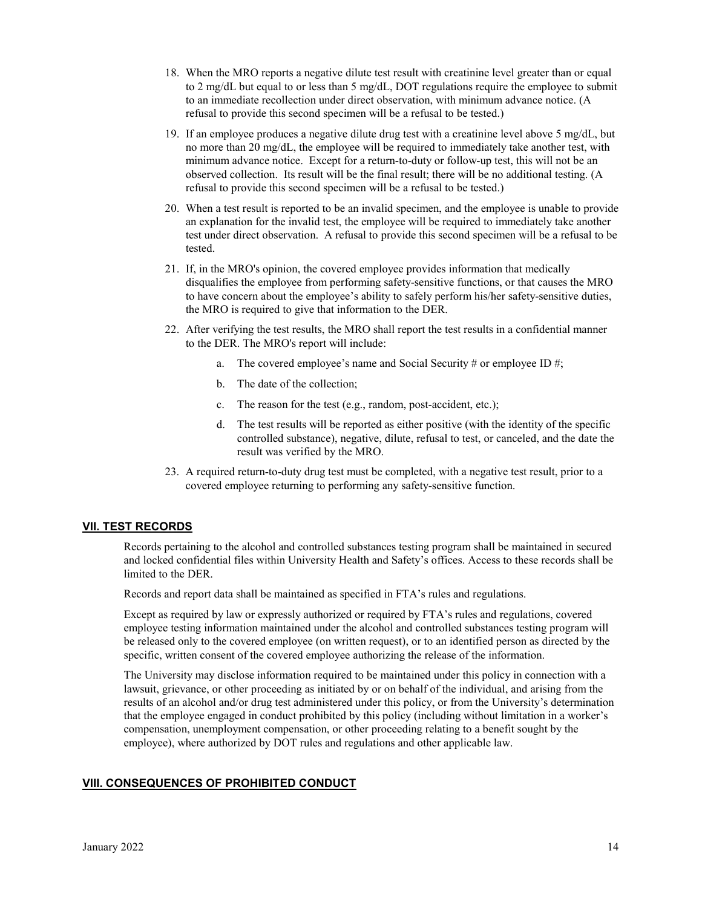18. When the MRO reports a negative dilute test result with creatinine level greater than or equal to 2 mg/dL but equal to or less than 5 mg/dL, DOT regulations require the employee to submit to an immediate recollection under direct observation, with minimum advance notice. (A refusal to provide this second specimen will be a refusal to be tested.)

19. If an employee produces a negative dilute drug test with a creatinine level above 5 mg/dL, but no more than 20 mg/dL, the employee will be required to immediately take another test, with minimum advance notice. Except for a return-to-duty or follow-up test, this will not be an observed collection. Its result will be the final result; there will be no additional testing. (A refusal to provide this second specimen will be a refusal to be tested.)

20. When a test result is reported to be an invalid specimen, and the employee is unable to provide an explanation for the invalid test, the employee will be required to immediately take another test under direct observation. A refusal to provide this second specimen will be a refusal to be tested.

21. If, in the MRO's opinion, the covered employee provides information that medically disqualifies the employee from performing safety-sensitive functions, or that causes the MRO to have concern about the employee's ability to safely perform his/her safety-sensitive duties, the MRO is required to give that information to the DER.

22. After verifying the test results, the MRO shall report the test results in a confidential manner to the DER. The MRO's report will include:

    a. The covered employee's name and Social Security # or employee ID #;

    b. The date of the collection;

    c. The reason for the test (e.g., random, post-accident, etc.);

    d. The test results will be reported as either positive (with the identity of the specific controlled substance), negative, dilute, refusal to test, or canceled, and the date the result was verified by the MRO.

23. A required return-to-duty drug test must be completed, with a negative test result, prior to a covered employee returning to performing any safety-sensitive function.

## VII. TEST RECORDS

Records pertaining to the alcohol and controlled substances testing program shall be maintained in secured and locked confidential files within University Health and Safety's offices. Access to these records shall be limited to the DER.

Records and report data shall be maintained as specified in FTA's rules and regulations.

Except as required by law or expressly authorized or required by FTA's rules and regulations, covered employee testing information maintained under the alcohol and controlled substances testing program will be released only to the covered employee (on written request), or to an identified person as directed by the specific, written consent of the covered employee authorizing the release of the information.

The University may disclose information required to be maintained under this policy in connection with a lawsuit, grievance, or other proceeding as initiated by or on behalf of the individual, and arising from the results of an alcohol and/or drug test administered under this policy, or from the University's determination that the employee engaged in conduct prohibited by this policy (including without limitation in a worker's compensation, unemployment compensation, or other proceeding relating to a benefit sought by the employee), where authorized by DOT rules and regulations and other applicable law.

## VIII. CONSEQUENCES OF PROHIBITED CONDUCT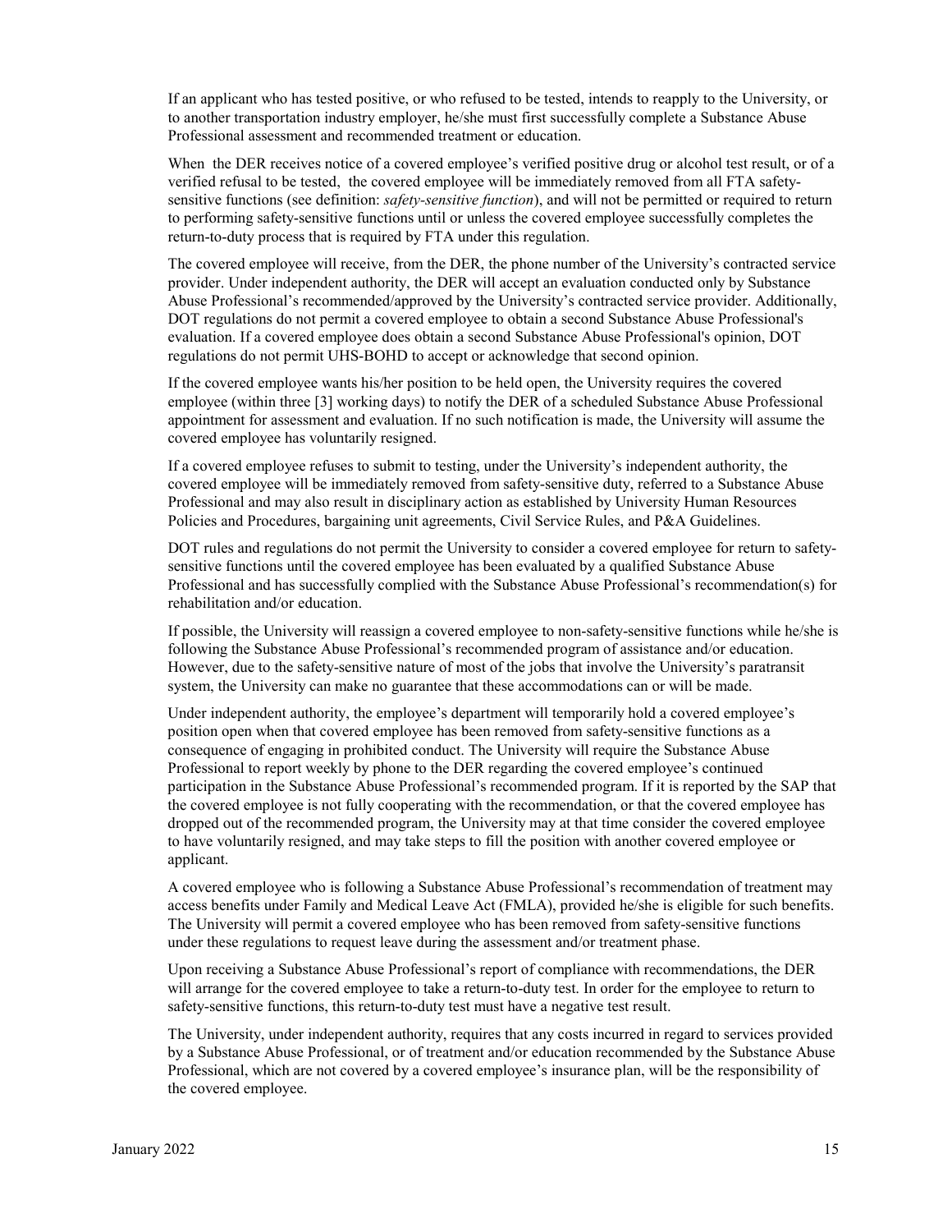If an applicant who has tested positive, or who refused to be tested, intends to reapply to the University, or to another transportation industry employer, he/she must first successfully complete a Substance Abuse Professional assessment and recommended treatment or education.

When the DER receives notice of a covered employee's verified positive drug or alcohol test result, or of a verified refusal to be tested, the covered employee will be immediately removed from all FTA safety-sensitive functions (see definition: *safety-sensitive function*), and will not be permitted or required to return to performing safety-sensitive functions until or unless the covered employee successfully completes the return-to-duty process that is required by FTA under this regulation.

The covered employee will receive, from the DER, the phone number of the University's contracted service provider. Under independent authority, the DER will accept an evaluation conducted only by Substance Abuse Professional's recommended/approved by the University's contracted service provider. Additionally, DOT regulations do not permit a covered employee to obtain a second Substance Abuse Professional's evaluation. If a covered employee does obtain a second Substance Abuse Professional's opinion, DOT regulations do not permit UHS-BOHD to accept or acknowledge that second opinion.

If the covered employee wants his/her position to be held open, the University requires the covered employee (within three [3] working days) to notify the DER of a scheduled Substance Abuse Professional appointment for assessment and evaluation. If no such notification is made, the University will assume the covered employee has voluntarily resigned.

If a covered employee refuses to submit to testing, under the University's independent authority, the covered employee will be immediately removed from safety-sensitive duty, referred to a Substance Abuse Professional and may also result in disciplinary action as established by University Human Resources Policies and Procedures, bargaining unit agreements, Civil Service Rules, and P&A Guidelines.

DOT rules and regulations do not permit the University to consider a covered employee for return to safety-sensitive functions until the covered employee has been evaluated by a qualified Substance Abuse Professional and has successfully complied with the Substance Abuse Professional's recommendation(s) for rehabilitation and/or education.

If possible, the University will reassign a covered employee to non-safety-sensitive functions while he/she is following the Substance Abuse Professional's recommended program of assistance and/or education. However, due to the safety-sensitive nature of most of the jobs that involve the University's paratransit system, the University can make no guarantee that these accommodations can or will be made.

Under independent authority, the employee's department will temporarily hold a covered employee's position open when that covered employee has been removed from safety-sensitive functions as a consequence of engaging in prohibited conduct. The University will require the Substance Abuse Professional to report weekly by phone to the DER regarding the covered employee's continued participation in the Substance Abuse Professional's recommended program. If it is reported by the SAP that the covered employee is not fully cooperating with the recommendation, or that the covered employee has dropped out of the recommended program, the University may at that time consider the covered employee to have voluntarily resigned, and may take steps to fill the position with another covered employee or applicant.

A covered employee who is following a Substance Abuse Professional's recommendation of treatment may access benefits under Family and Medical Leave Act (FMLA), provided he/she is eligible for such benefits. The University will permit a covered employee who has been removed from safety-sensitive functions under these regulations to request leave during the assessment and/or treatment phase.

Upon receiving a Substance Abuse Professional's report of compliance with recommendations, the DER will arrange for the covered employee to take a return-to-duty test. In order for the employee to return to safety-sensitive functions, this return-to-duty test must have a negative test result.

The University, under independent authority, requires that any costs incurred in regard to services provided by a Substance Abuse Professional, or of treatment and/or education recommended by the Substance Abuse Professional, which are not covered by a covered employee's insurance plan, will be the responsibility of the covered employee.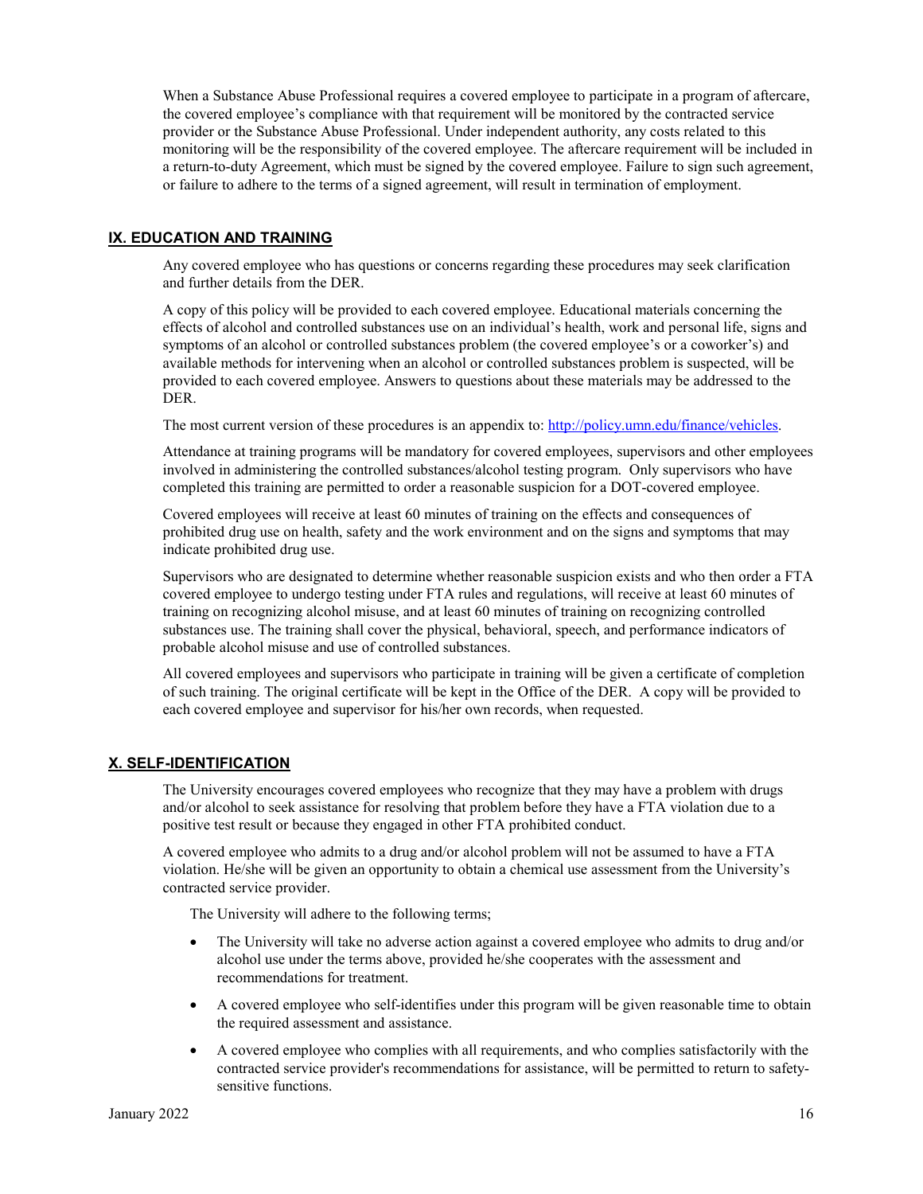When a Substance Abuse Professional requires a covered employee to participate in a program of aftercare, the covered employee's compliance with that requirement will be monitored by the contracted service provider or the Substance Abuse Professional. Under independent authority, any costs related to this monitoring will be the responsibility of the covered employee. The aftercare requirement will be included in a return-to-duty Agreement, which must be signed by the covered employee. Failure to sign such agreement, or failure to adhere to the terms of a signed agreement, will result in termination of employment.

## IX. EDUCATION AND TRAINING

Any covered employee who has questions or concerns regarding these procedures may seek clarification and further details from the DER.

A copy of this policy will be provided to each covered employee. Educational materials concerning the effects of alcohol and controlled substances use on an individual's health, work and personal life, signs and symptoms of an alcohol or controlled substances problem (the covered employee's or a coworker's) and available methods for intervening when an alcohol or controlled substances problem is suspected, will be provided to each covered employee. Answers to questions about these materials may be addressed to the DER.

The most current version of these procedures is an appendix to: [http://policy.umn.edu/finance/vehicles](http://policy.umn.edu/finance/vehicles).

Attendance at training programs will be mandatory for covered employees, supervisors and other employees involved in administering the controlled substances/alcohol testing program. Only supervisors who have completed this training are permitted to order a reasonable suspicion for a DOT-covered employee.

Covered employees will receive at least 60 minutes of training on the effects and consequences of prohibited drug use on health, safety and the work environment and on the signs and symptoms that may indicate prohibited drug use.

Supervisors who are designated to determine whether reasonable suspicion exists and who then order a FTA covered employee to undergo testing under FTA rules and regulations, will receive at least 60 minutes of training on recognizing alcohol misuse, and at least 60 minutes of training on recognizing controlled substances use. The training shall cover the physical, behavioral, speech, and performance indicators of probable alcohol misuse and use of controlled substances.

All covered employees and supervisors who participate in training will be given a certificate of completion of such training. The original certificate will be kept in the Office of the DER. A copy will be provided to each covered employee and supervisor for his/her own records, when requested.

## X. SELF-IDENTIFICATION

The University encourages covered employees who recognize that they may have a problem with drugs and/or alcohol to seek assistance for resolving that problem before they have a FTA violation due to a positive test result or because they engaged in other FTA prohibited conduct.

A covered employee who admits to a drug and/or alcohol problem will not be assumed to have a FTA violation. He/she will be given an opportunity to obtain a chemical use assessment from the University's contracted service provider.

The University will adhere to the following terms;

- The University will take no adverse action against a covered employee who admits to drug and/or alcohol use under the terms above, provided he/she cooperates with the assessment and recommendations for treatment.
- A covered employee who self-identifies under this program will be given reasonable time to obtain the required assessment and assistance.
- A covered employee who complies with all requirements, and who complies satisfactorily with the contracted service provider's recommendations for assistance, will be permitted to return to safety-sensitive functions.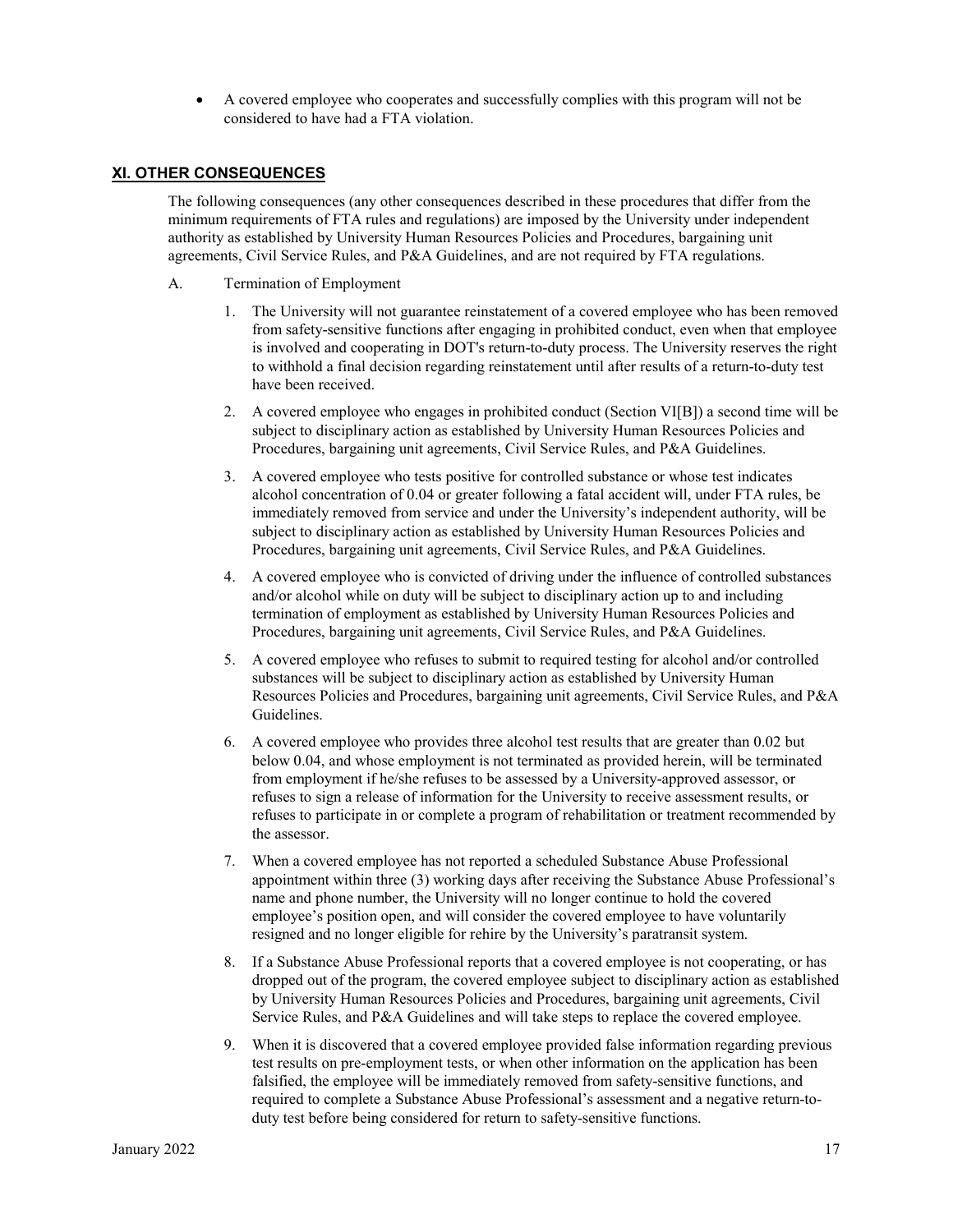- A covered employee who cooperates and successfully complies with this program will not be considered to have had a FTA violation.

## XI. OTHER CONSEQUENCES

The following consequences (any other consequences described in these procedures that differ from the minimum requirements of FTA rules and regulations) are imposed by the University under independent authority as established by University Human Resources Policies and Procedures, bargaining unit agreements, Civil Service Rules, and P&A Guidelines, and are not required by FTA regulations.

A. Termination of Employment

1. The University will not guarantee reinstatement of a covered employee who has been removed from safety-sensitive functions after engaging in prohibited conduct, even when that employee is involved and cooperating in DOT's return-to-duty process. The University reserves the right to withhold a final decision regarding reinstatement until after results of a return-to-duty test have been received.
2. A covered employee who engages in prohibited conduct (Section VI[B]) a second time will be subject to disciplinary action as established by University Human Resources Policies and Procedures, bargaining unit agreements, Civil Service Rules, and P&A Guidelines.
3. A covered employee who tests positive for controlled substance or whose test indicates alcohol concentration of 0.04 or greater following a fatal accident will, under FTA rules, be immediately removed from service and under the University's independent authority, will be subject to disciplinary action as established by University Human Resources Policies and Procedures, bargaining unit agreements, Civil Service Rules, and P&A Guidelines.
4. A covered employee who is convicted of driving under the influence of controlled substances and/or alcohol while on duty will be subject to disciplinary action up to and including termination of employment as established by University Human Resources Policies and Procedures, bargaining unit agreements, Civil Service Rules, and P&A Guidelines.
5. A covered employee who refuses to submit to required testing for alcohol and/or controlled substances will be subject to disciplinary action as established by University Human Resources Policies and Procedures, bargaining unit agreements, Civil Service Rules, and P&A Guidelines.
6. A covered employee who provides three alcohol test results that are greater than 0.02 but below 0.04, and whose employment is not terminated as provided herein, will be terminated from employment if he/she refuses to be assessed by a University-approved assessor, or refuses to sign a release of information for the University to receive assessment results, or refuses to participate in or complete a program of rehabilitation or treatment recommended by the assessor.
7. When a covered employee has not reported a scheduled Substance Abuse Professional appointment within three (3) working days after receiving the Substance Abuse Professional's name and phone number, the University will no longer continue to hold the covered employee's position open, and will consider the covered employee to have voluntarily resigned and no longer eligible for rehire by the University's paratransit system.
8. If a Substance Abuse Professional reports that a covered employee is not cooperating, or has dropped out of the program, the covered employee subject to disciplinary action as established by University Human Resources Policies and Procedures, bargaining unit agreements, Civil Service Rules, and P&A Guidelines and will take steps to replace the covered employee.
9. When it is discovered that a covered employee provided false information regarding previous test results on pre-employment tests, or when other information on the application has been falsified, the employee will be immediately removed from safety-sensitive functions, and required to complete a Substance Abuse Professional's assessment and a negative return-to-duty test before being considered for return to safety-sensitive functions.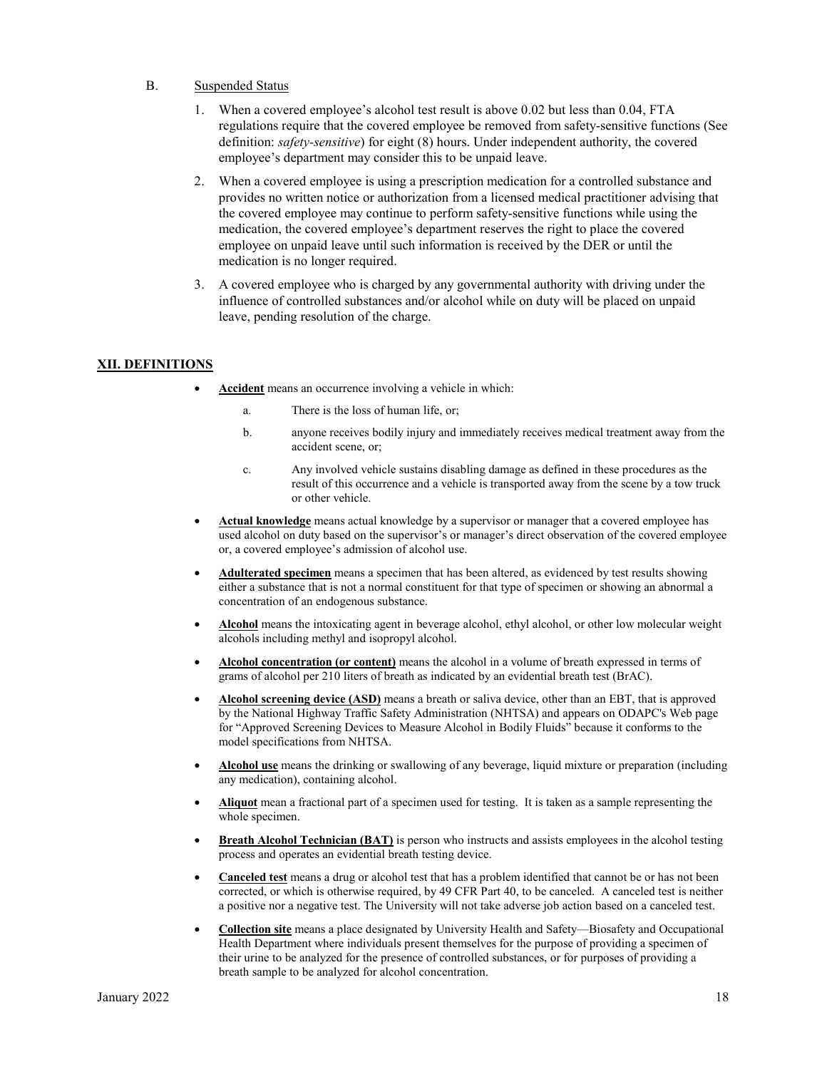B. Suspended Status

1. When a covered employee's alcohol test result is above 0.02 but less than 0.04, FTA regulations require that the covered employee be removed from safety-sensitive functions (See definition: *safety-sensitive*) for eight (8) hours. Under independent authority, the covered employee's department may consider this to be unpaid leave.

2. When a covered employee is using a prescription medication for a controlled substance and provides no written notice or authorization from a licensed medical practitioner advising that the covered employee may continue to perform safety-sensitive functions while using the medication, the covered employee's department reserves the right to place the covered employee on unpaid leave until such information is received by the DER or until the medication is no longer required.

3. A covered employee who is charged by any governmental authority with driving under the influence of controlled substances and/or alcohol while on duty will be placed on unpaid leave, pending resolution of the charge.

## XII. DEFINITIONS

- **Accident** means an occurrence involving a vehicle in which:
  - a. There is the loss of human life, or;
  - b. anyone receives bodily injury and immediately receives medical treatment away from the accident scene, or;
  - c. Any involved vehicle sustains disabling damage as defined in these procedures as the result of this occurrence and a vehicle is transported away from the scene by a tow truck or other vehicle.
- **Actual knowledge** means actual knowledge by a supervisor or manager that a covered employee has used alcohol on duty based on the supervisor's or manager's direct observation of the covered employee or, a covered employee's admission of alcohol use.
- **Adulterated specimen** means a specimen that has been altered, as evidenced by test results showing either a substance that is not a normal constituent for that type of specimen or showing an abnormal a concentration of an endogenous substance.
- **Alcohol** means the intoxicating agent in beverage alcohol, ethyl alcohol, or other low molecular weight alcohols including methyl and isopropyl alcohol.
- **Alcohol concentration (or content)** means the alcohol in a volume of breath expressed in terms of grams of alcohol per 210 liters of breath as indicated by an evidential breath test (BrAC).
- **Alcohol screening device (ASD)** means a breath or saliva device, other than an EBT, that is approved by the National Highway Traffic Safety Administration (NHTSA) and appears on ODAPC's Web page for "Approved Screening Devices to Measure Alcohol in Bodily Fluids" because it conforms to the model specifications from NHTSA.
- **Alcohol use** means the drinking or swallowing of any beverage, liquid mixture or preparation (including any medication), containing alcohol.
- **Aliquot** mean a fractional part of a specimen used for testing. It is taken as a sample representing the whole specimen.
- **Breath Alcohol Technician (BAT)** is person who instructs and assists employees in the alcohol testing process and operates an evidential breath testing device.
- **Canceled test** means a drug or alcohol test that has a problem identified that cannot be or has not been corrected, or which is otherwise required, by 49 CFR Part 40, to be canceled. A canceled test is neither a positive nor a negative test. The University will not take adverse job action based on a canceled test.
- **Collection site** means a place designated by University Health and Safety—Biosafety and Occupational Health Department where individuals present themselves for the purpose of providing a specimen of their urine to be analyzed for the presence of controlled substances, or for purposes of providing a breath sample to be analyzed for alcohol concentration.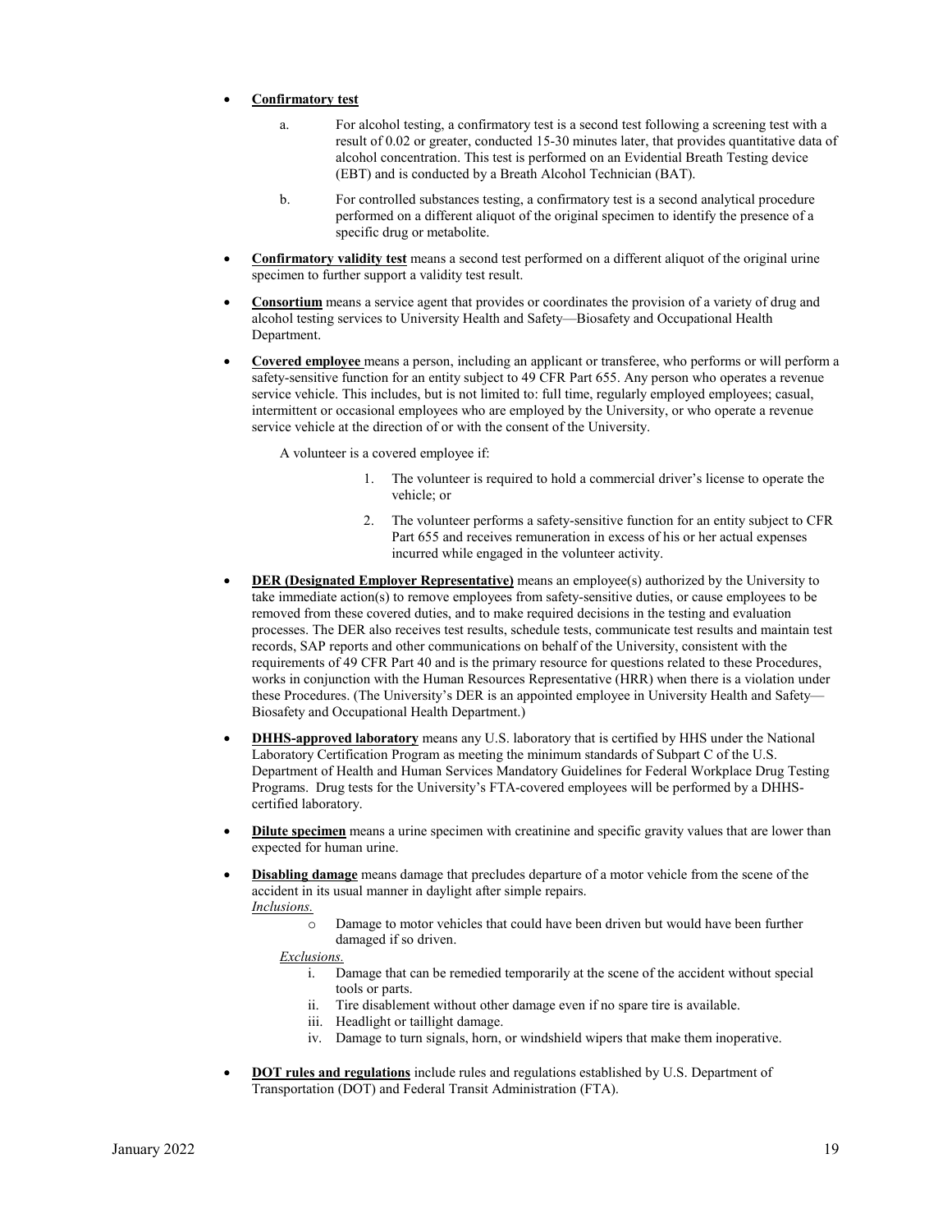- **Confirmatory test**

  a. For alcohol testing, a confirmatory test is a second test following a screening test with a result of 0.02 or greater, conducted 15-30 minutes later, that provides quantitative data of alcohol concentration. This test is performed on an Evidential Breath Testing device (EBT) and is conducted by a Breath Alcohol Technician (BAT).

  b. For controlled substances testing, a confirmatory test is a second analytical procedure performed on a different aliquot of the original specimen to identify the presence of a specific drug or metabolite.

- **Confirmatory validity test** means a second test performed on a different aliquot of the original urine specimen to further support a validity test result.

- **Consortium** means a service agent that provides or coordinates the provision of a variety of drug and alcohol testing services to University Health and Safety—Biosafety and Occupational Health Department.

- **Covered employee** means a person, including an applicant or transferee, who performs or will perform a safety-sensitive function for an entity subject to 49 CFR Part 655. Any person who operates a revenue service vehicle. This includes, but is not limited to: full time, regularly employed employees; casual, intermittent or occasional employees who are employed by the University, or who operate a revenue service vehicle at the direction of or with the consent of the University.

  A volunteer is a covered employee if:

  1. The volunteer is required to hold a commercial driver's license to operate the vehicle; or
  2. The volunteer performs a safety-sensitive function for an entity subject to CFR Part 655 and receives remuneration in excess of his or her actual expenses incurred while engaged in the volunteer activity.

- **DER (Designated Employer Representative)** means an employee(s) authorized by the University to take immediate action(s) to remove employees from safety-sensitive duties, or cause employees to be removed from these covered duties, and to make required decisions in the testing and evaluation processes. The DER also receives test results, schedule tests, communicate test results and maintain test records, SAP reports and other communications on behalf of the University, consistent with the requirements of 49 CFR Part 40 and is the primary resource for questions related to these Procedures, works in conjunction with the Human Resources Representative (HRR) when there is a violation under these Procedures. (The University's DER is an appointed employee in University Health and Safety—Biosafety and Occupational Health Department.)

- **DHHS-approved laboratory** means any U.S. laboratory that is certified by HHS under the National Laboratory Certification Program as meeting the minimum standards of Subpart C of the U.S. Department of Health and Human Services Mandatory Guidelines for Federal Workplace Drug Testing Programs. Drug tests for the University's FTA-covered employees will be performed by a DHHS-certified laboratory.

- **Dilute specimen** means a urine specimen with creatinine and specific gravity values that are lower than expected for human urine.

- **Disabling damage** means damage that precludes departure of a motor vehicle from the scene of the accident in its usual manner in daylight after simple repairs.

  *Inclusions.*

  - Damage to motor vehicles that could have been driven but would have been further damaged if so driven.

  *Exclusions.*

  i. Damage that can be remedied temporarily at the scene of the accident without special tools or parts.
  ii. Tire disablement without other damage even if no spare tire is available.
  iii. Headlight or taillight damage.
  iv. Damage to turn signals, horn, or windshield wipers that make them inoperative.

- **DOT rules and regulations** include rules and regulations established by U.S. Department of Transportation (DOT) and Federal Transit Administration (FTA).

January 2022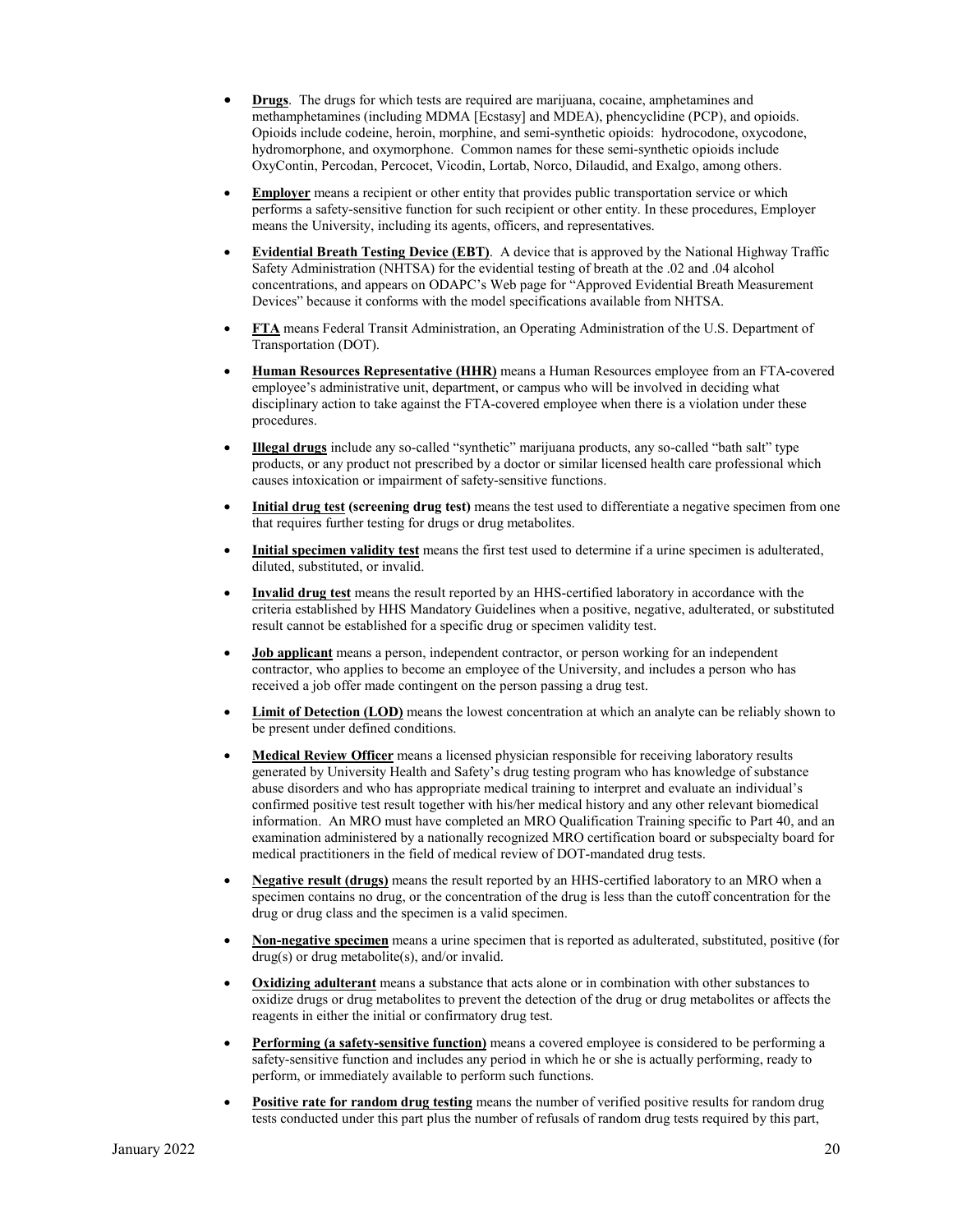- **<u>Drugs</u>**. The drugs for which tests are required are marijuana, cocaine, amphetamines and methamphetamines (including MDMA [Ecstasy] and MDEA), phencyclidine (PCP), and opioids. Opioids include codeine, heroin, morphine, and semi-synthetic opioids: hydrocodone, oxycodone, hydromorphone, and oxymorphone. Common names for these semi-synthetic opioids include OxyContin, Percodan, Percocet, Vicodin, Lortab, Norco, Dilaudid, and Exalgo, among others.

- **<u>Employer</u>** means a recipient or other entity that provides public transportation service or which performs a safety-sensitive function for such recipient or other entity. In these procedures, Employer means the University, including its agents, officers, and representatives.

- **<u>Evidential Breath Testing Device (EBT)</u>**. A device that is approved by the National Highway Traffic Safety Administration (NHTSA) for the evidential testing of breath at the .02 and .04 alcohol concentrations, and appears on ODAPC's Web page for "Approved Evidential Breath Measurement Devices" because it conforms with the model specifications available from NHTSA.

- **<u>FTA</u>** means Federal Transit Administration, an Operating Administration of the U.S. Department of Transportation (DOT).

- **<u>Human Resources Representative (HHR)</u>** means a Human Resources employee from an FTA-covered employee's administrative unit, department, or campus who will be involved in deciding what disciplinary action to take against the FTA-covered employee when there is a violation under these procedures.

- **<u>Illegal drugs</u>** include any so-called "synthetic" marijuana products, any so-called "bath salt" type products, or any product not prescribed by a doctor or similar licensed health care professional which causes intoxication or impairment of safety-sensitive functions.

- **<u>Initial drug test</u> (screening drug test)** means the test used to differentiate a negative specimen from one that requires further testing for drugs or drug metabolites.

- **<u>Initial specimen validity test</u>** means the first test used to determine if a urine specimen is adulterated, diluted, substituted, or invalid.

- **<u>Invalid drug test</u>** means the result reported by an HHS-certified laboratory in accordance with the criteria established by HHS Mandatory Guidelines when a positive, negative, adulterated, or substituted result cannot be established for a specific drug or specimen validity test.

- **<u>Job applicant</u>** means a person, independent contractor, or person working for an independent contractor, who applies to become an employee of the University, and includes a person who has received a job offer made contingent on the person passing a drug test.

- **<u>Limit of Detection (LOD)</u>** means the lowest concentration at which an analyte can be reliably shown to be present under defined conditions.

- **<u>Medical Review Officer</u>** means a licensed physician responsible for receiving laboratory results generated by University Health and Safety's drug testing program who has knowledge of substance abuse disorders and who has appropriate medical training to interpret and evaluate an individual's confirmed positive test result together with his/her medical history and any other relevant biomedical information. An MRO must have completed an MRO Qualification Training specific to Part 40, and an examination administered by a nationally recognized MRO certification board or subspecialty board for medical practitioners in the field of medical review of DOT-mandated drug tests.

- **<u>Negative result (drugs)</u>** means the result reported by an HHS-certified laboratory to an MRO when a specimen contains no drug, or the concentration of the drug is less than the cutoff concentration for the drug or drug class and the specimen is a valid specimen.

- **<u>Non-negative specimen</u>** means a urine specimen that is reported as adulterated, substituted, positive (for drug(s) or drug metabolite(s), and/or invalid.

- **<u>Oxidizing adulterant</u>** means a substance that acts alone or in combination with other substances to oxidize drugs or drug metabolites to prevent the detection of the drug or drug metabolites or affects the reagents in either the initial or confirmatory drug test.

- **<u>Performing (a safety-sensitive function)</u>** means a covered employee is considered to be performing a safety-sensitive function and includes any period in which he or she is actually performing, ready to perform, or immediately available to perform such functions.

- **<u>Positive rate for random drug testing</u>** means the number of verified positive results for random drug tests conducted under this part plus the number of refusals of random drug tests required by this part,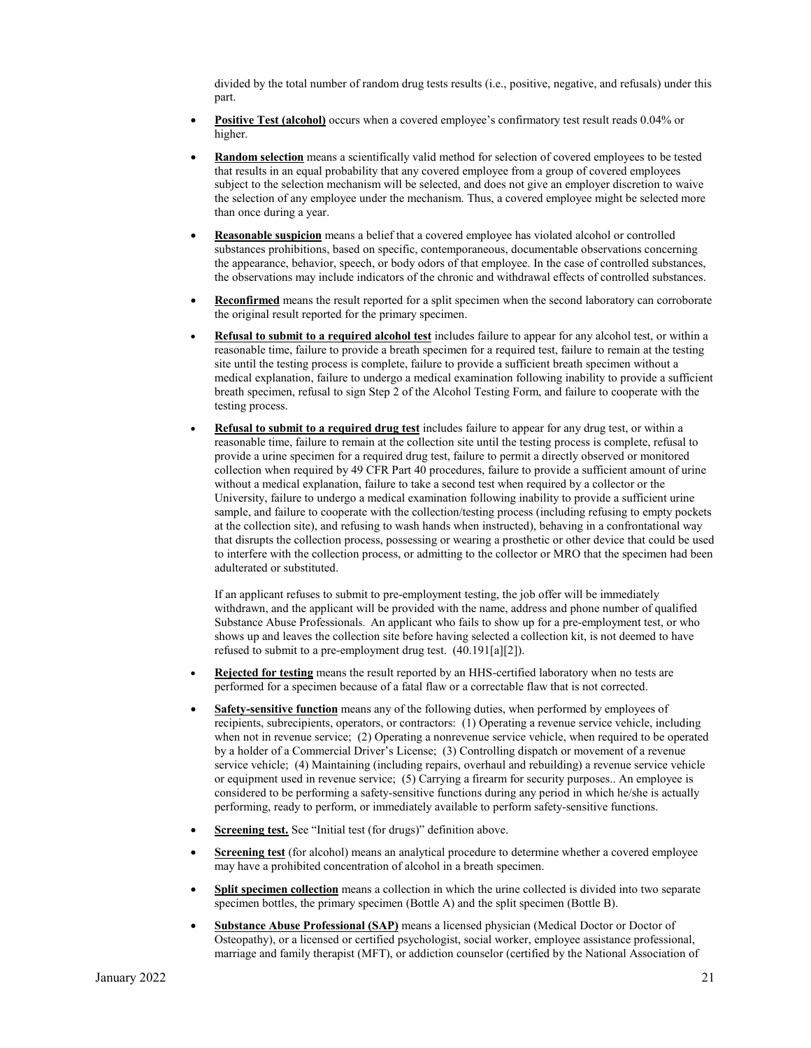divided by the total number of random drug tests results (i.e., positive, negative, and refusals) under this part.

- **Positive Test (alcohol)** occurs when a covered employee's confirmatory test result reads 0.04% or higher.
- **Random selection** means a scientifically valid method for selection of covered employees to be tested that results in an equal probability that any covered employee from a group of covered employees subject to the selection mechanism will be selected, and does not give an employer discretion to waive the selection of any employee under the mechanism. Thus, a covered employee might be selected more than once during a year.
- **Reasonable suspicion** means a belief that a covered employee has violated alcohol or controlled substances prohibitions, based on specific, contemporaneous, documentable observations concerning the appearance, behavior, speech, or body odors of that employee. In the case of controlled substances, the observations may include indicators of the chronic and withdrawal effects of controlled substances.
- **Reconfirmed** means the result reported for a split specimen when the second laboratory can corroborate the original result reported for the primary specimen.
- **Refusal to submit to a required alcohol test** includes failure to appear for any alcohol test, or within a reasonable time, failure to provide a breath specimen for a required test, failure to remain at the testing site until the testing process is complete, failure to provide a sufficient breath specimen without a medical explanation, failure to undergo a medical examination following inability to provide a sufficient breath specimen, refusal to sign Step 2 of the Alcohol Testing Form, and failure to cooperate with the testing process.
- **Refusal to submit to a required drug test** includes failure to appear for any drug test, or within a reasonable time, failure to remain at the collection site until the testing process is complete, refusal to provide a urine specimen for a required drug test, failure to permit a directly observed or monitored collection when required by 49 CFR Part 40 procedures, failure to provide a sufficient amount of urine without a medical explanation, failure to take a second test when required by a collector or the University, failure to undergo a medical examination following inability to provide a sufficient urine sample, and failure to cooperate with the collection/testing process (including refusing to empty pockets at the collection site), and refusing to wash hands when instructed), behaving in a confrontational way that disrupts the collection process, possessing or wearing a prosthetic or other device that could be used to interfere with the collection process, or admitting to the collector or MRO that the specimen had been adulterated or substituted.

  If an applicant refuses to submit to pre-employment testing, the job offer will be immediately withdrawn, and the applicant will be provided with the name, address and phone number of qualified Substance Abuse Professionals. An applicant who fails to show up for a pre-employment test, or who shows up and leaves the collection site before having selected a collection kit, is not deemed to have refused to submit to a pre-employment drug test. (40.191[a][2]).

- **Rejected for testing** means the result reported by an HHS-certified laboratory when no tests are performed for a specimen because of a fatal flaw or a correctable flaw that is not corrected.
- **Safety-sensitive function** means any of the following duties, when performed by employees of recipients, subrecipients, operators, or contractors: (1) Operating a revenue service vehicle, including when not in revenue service; (2) Operating a nonrevenue service vehicle, when required to be operated by a holder of a Commercial Driver's License; (3) Controlling dispatch or movement of a revenue service vehicle; (4) Maintaining (including repairs, overhaul and rebuilding) a revenue service vehicle or equipment used in revenue service; (5) Carrying a firearm for security purposes.. An employee is considered to be performing a safety-sensitive functions during any period in which he/she is actually performing, ready to perform, or immediately available to perform safety-sensitive functions.
- **Screening test.** See "Initial test (for drugs)" definition above.
- **Screening test** (for alcohol) means an analytical procedure to determine whether a covered employee may have a prohibited concentration of alcohol in a breath specimen.
- **Split specimen collection** means a collection in which the urine collected is divided into two separate specimen bottles, the primary specimen (Bottle A) and the split specimen (Bottle B).
- **Substance Abuse Professional (SAP)** means a licensed physician (Medical Doctor or Doctor of Osteopathy), or a licensed or certified psychologist, social worker, employee assistance professional, marriage and family therapist (MFT), or addiction counselor (certified by the National Association of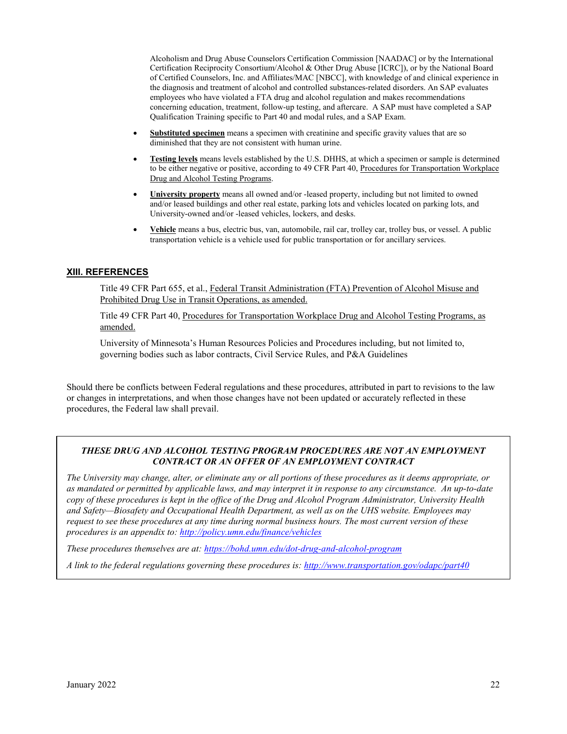Alcoholism and Drug Abuse Counselors Certification Commission [NAADAC] or by the International Certification Reciprocity Consortium/Alcohol & Other Drug Abuse [ICRC]), or by the National Board of Certified Counselors, Inc. and Affiliates/MAC [NBCC], with knowledge of and clinical experience in the diagnosis and treatment of alcohol and controlled substances-related disorders. An SAP evaluates employees who have violated a FTA drug and alcohol regulation and makes recommendations concerning education, treatment, follow-up testing, and aftercare. A SAP must have completed a SAP Qualification Training specific to Part 40 and modal rules, and a SAP Exam.

- **Substituted specimen** means a specimen with creatinine and specific gravity values that are so diminished that they are not consistent with human urine.
- **Testing levels** means levels established by the U.S. DHHS, at which a specimen or sample is determined to be either negative or positive, according to 49 CFR Part 40, Procedures for Transportation Workplace Drug and Alcohol Testing Programs.
- **University property** means all owned and/or -leased property, including but not limited to owned and/or leased buildings and other real estate, parking lots and vehicles located on parking lots, and University-owned and/or -leased vehicles, lockers, and desks.
- **Vehicle** means a bus, electric bus, van, automobile, rail car, trolley car, trolley bus, or vessel. A public transportation vehicle is a vehicle used for public transportation or for ancillary services.

## XIII. REFERENCES

Title 49 CFR Part 655, et al., Federal Transit Administration (FTA) Prevention of Alcohol Misuse and Prohibited Drug Use in Transit Operations, as amended.

Title 49 CFR Part 40, Procedures for Transportation Workplace Drug and Alcohol Testing Programs, as amended.

University of Minnesota's Human Resources Policies and Procedures including, but not limited to, governing bodies such as labor contracts, Civil Service Rules, and P&A Guidelines

Should there be conflicts between Federal regulations and these procedures, attributed in part to revisions to the law or changes in interpretations, and when those changes have not been updated or accurately reflected in these procedures, the Federal law shall prevail.

***THESE DRUG AND ALCOHOL TESTING PROGRAM PROCEDURES ARE NOT AN EMPLOYMENT CONTRACT OR AN OFFER OF AN EMPLOYMENT CONTRACT***

*The University may change, alter, or eliminate any or all portions of these procedures as it deems appropriate, or as mandated or permitted by applicable laws, and may interpret it in response to any circumstance. An up-to-date copy of these procedures is kept in the office of the Drug and Alcohol Program Administrator, University Health and Safety—Biosafety and Occupational Health Department, as well as on the UHS website. Employees may request to see these procedures at any time during normal business hours. The most current version of these procedures is an appendix to: http://policy.umn.edu/finance/vehicles*

*These procedures themselves are at: https://bohd.umn.edu/dot-drug-and-alcohol-program*

*A link to the federal regulations governing these procedures is: http://www.transportation.gov/odapc/part40*

January 2022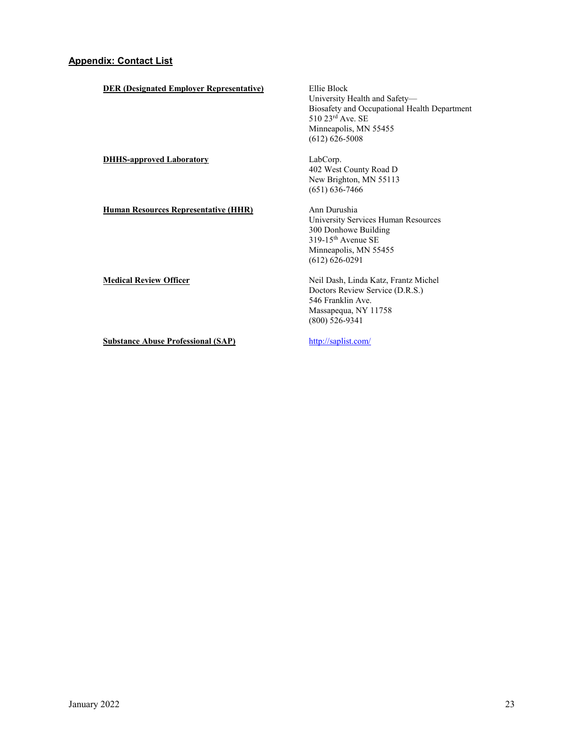## Appendix: Contact List

| | |
|---|---|
| **DER (Designated Employer Representative)** | Ellie Block<br>University Health and Safety—<br>Biosafety and Occupational Health Department<br>510 23rd Ave. SE<br>Minneapolis, MN 55455<br>(612) 626-5008 |
| **DHHS-approved Laboratory** | LabCorp.<br>402 West County Road D<br>New Brighton, MN 55113<br>(651) 636-7466 |
| **Human Resources Representative (HHR)** | Ann Durushia<br>University Services Human Resources<br>300 Donhowe Building<br>319-15th Avenue SE<br>Minneapolis, MN 55455<br>(612) 626-0291 |
| **Medical Review Officer** | Neil Dash, Linda Katz, Frantz Michel<br>Doctors Review Service (D.R.S.)<br>546 Franklin Ave.<br>Massapequa, NY 11758<br>(800) 526-9341 |
| **Substance Abuse Professional (SAP)** | http://saplist.com/ |

January 2022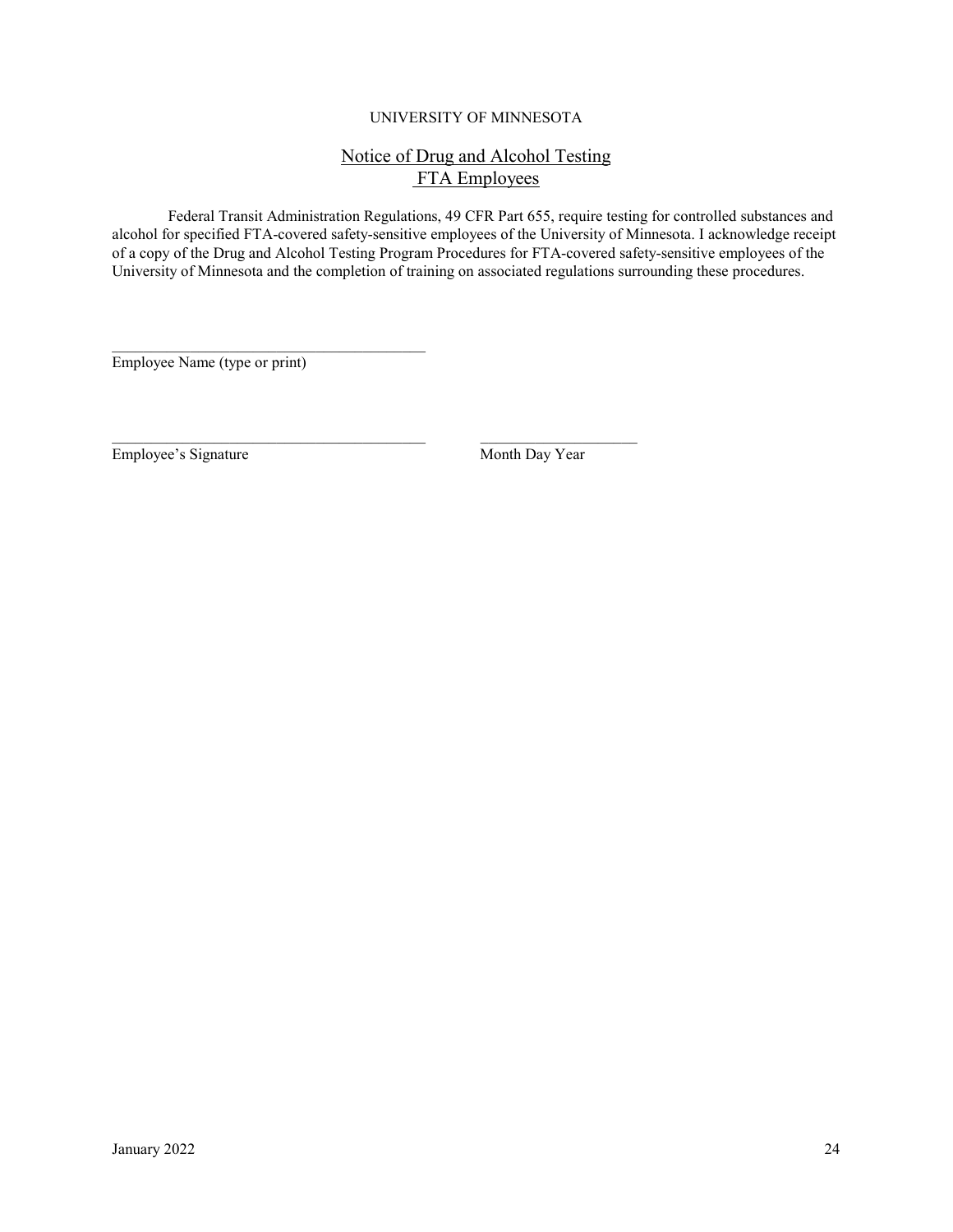UNIVERSITY OF MINNESOTA

## Notice of Drug and Alcohol Testing
## FTA Employees

Federal Transit Administration Regulations, 49 CFR Part 655, require testing for controlled substances and alcohol for specified FTA-covered safety-sensitive employees of the University of Minnesota. I acknowledge receipt of a copy of the Drug and Alcohol Testing Program Procedures for FTA-covered safety-sensitive employees of the University of Minnesota and the completion of training on associated regulations surrounding these procedures.

\_\_\_\_\_\_\_\_\_\_\_\_\_\_\_\_\_\_\_\_\_\_\_\_\_\_\_\_\_\_\_\_\_\_\_\_\_\_\_\_\_\_

Employee Name (type or print)

\_\_\_\_\_\_\_\_\_\_\_\_\_\_\_\_\_\_\_\_\_\_\_\_\_\_\_\_\_\_\_\_\_\_\_\_\_\_\_\_\_\_ \_\_\_\_\_\_\_\_\_\_\_\_\_\_\_\_\_\_\_\_\_

Employee's Signature Month Day Year

January 2022